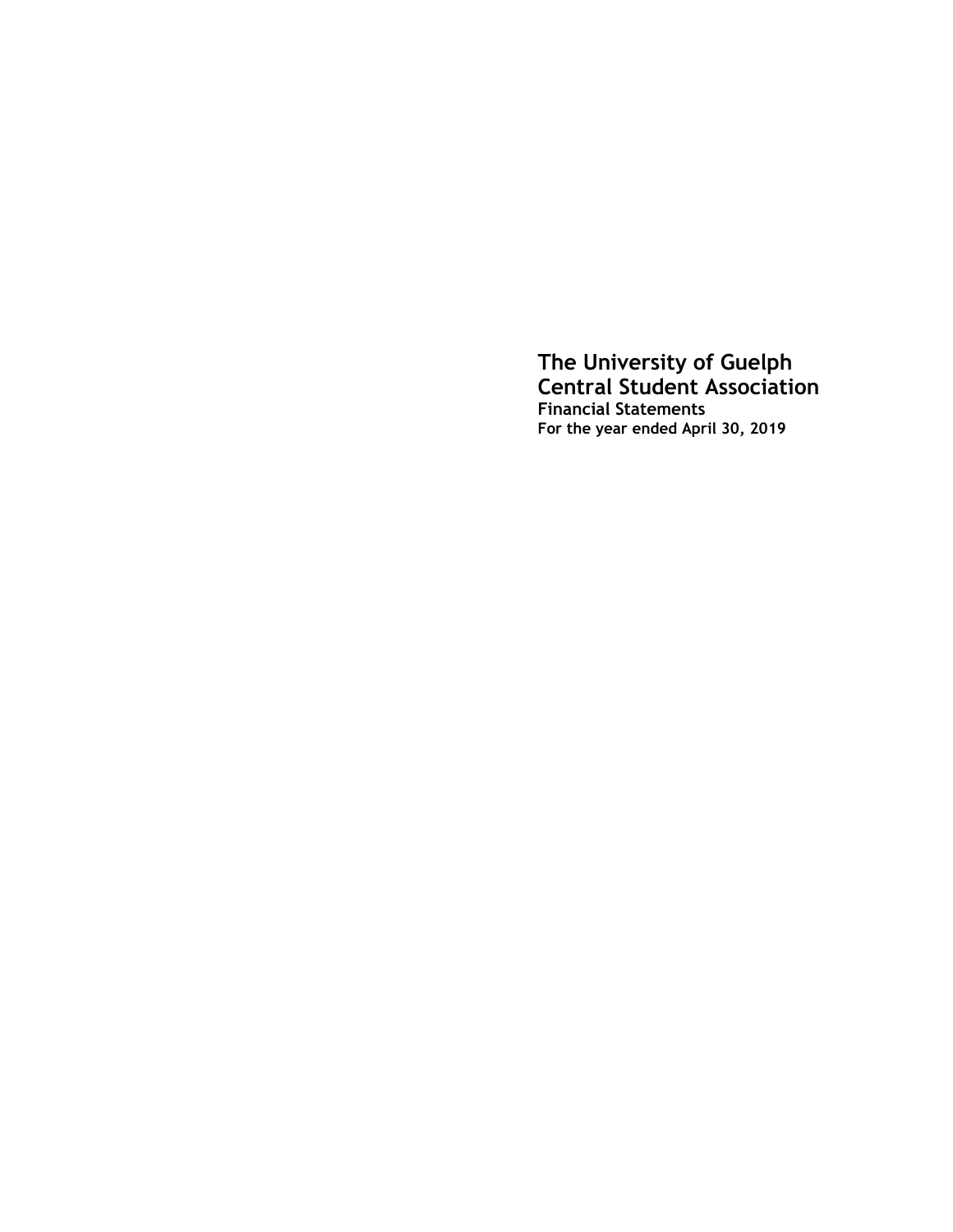# The University of Guelph Central Student Association

**Financial Statements**

**For the year ended April 30, 2019**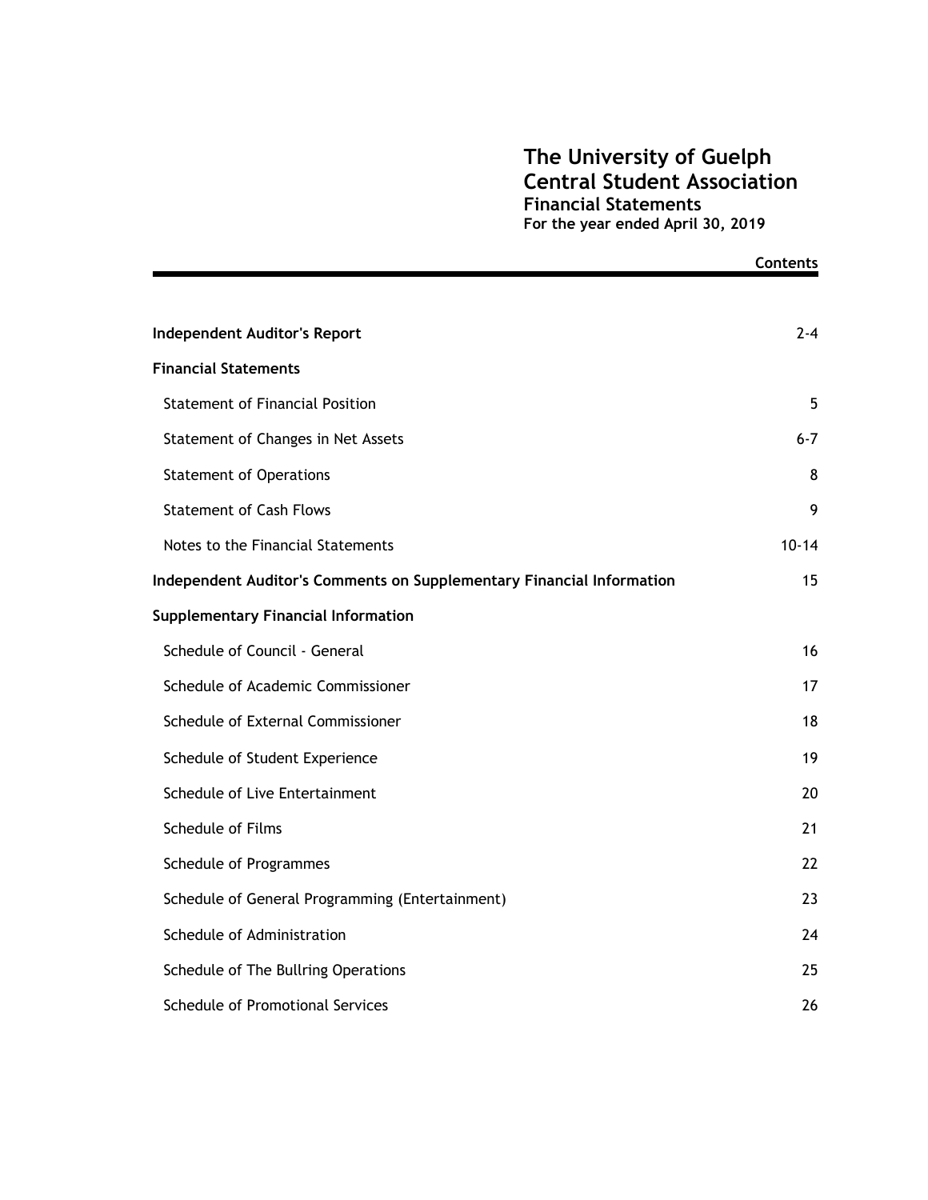# The University of Guelph Central Student Association

## Financial Statements

**For the year ended April 30, 2019**

| | Contents |
|---|---|
| **Independent Auditor's Report** | 2-4 |
| **Financial Statements** | |
| Statement of Financial Position | 5 |
| Statement of Changes in Net Assets | 6-7 |
| Statement of Operations | 8 |
| Statement of Cash Flows | 9 |
| Notes to the Financial Statements | 10-14 |
| **Independent Auditor's Comments on Supplementary Financial Information** | 15 |
| **Supplementary Financial Information** | |
| Schedule of Council - General | 16 |
| Schedule of Academic Commissioner | 17 |
| Schedule of External Commissioner | 18 |
| Schedule of Student Experience | 19 |
| Schedule of Live Entertainment | 20 |
| Schedule of Films | 21 |
| Schedule of Programmes | 22 |
| Schedule of General Programming (Entertainment) | 23 |
| Schedule of Administration | 24 |
| Schedule of The Bullring Operations | 25 |
| Schedule of Promotional Services | 26 |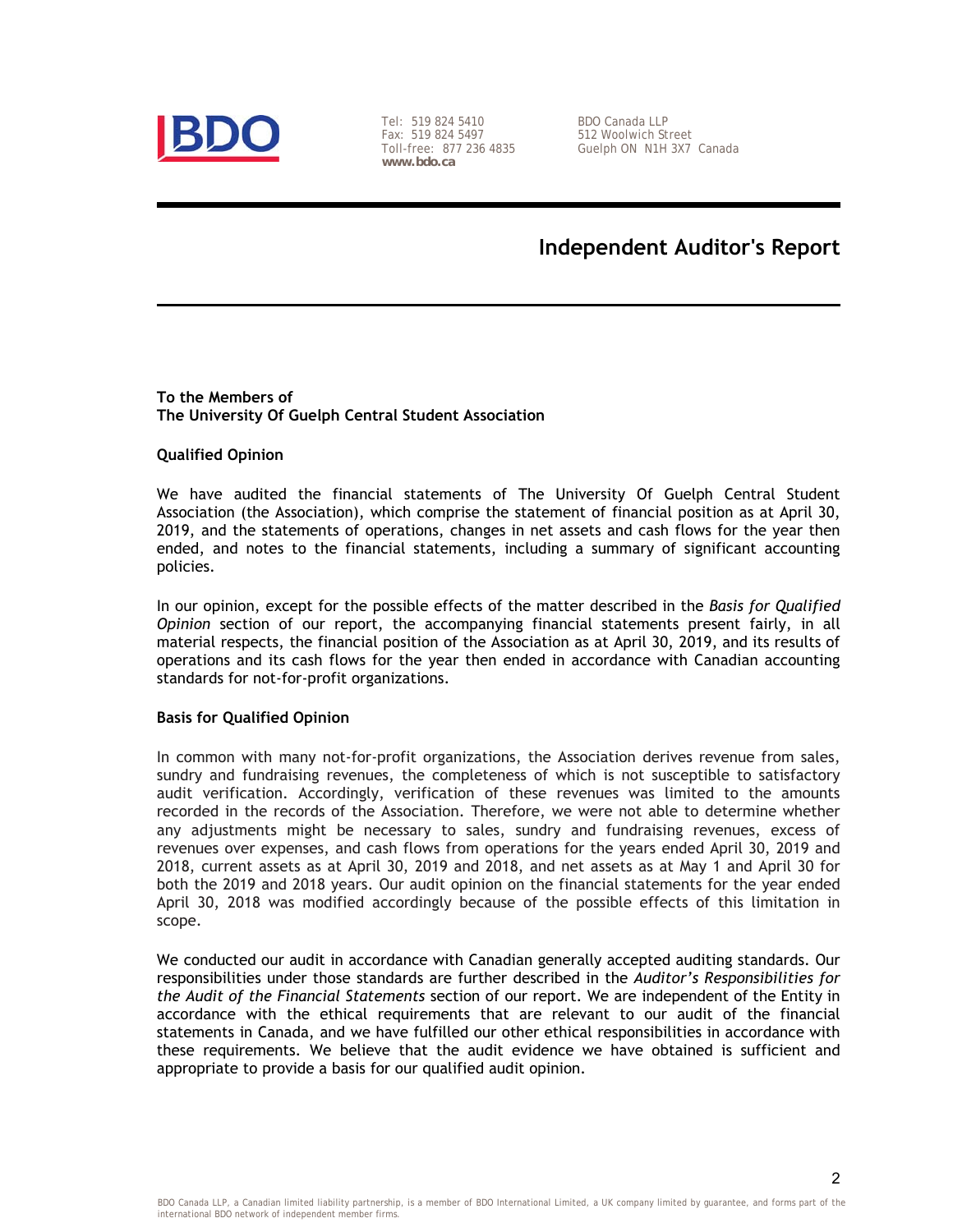BDO

Tel: 519 824 5410
Fax: 519 824 5497
Toll-free: 877 236 4835
www.bdo.ca

BDO Canada LLP
512 Woolwich Street
Guelph ON N1H 3X7 Canada

# Independent Auditor's Report

**To the Members of**
**The University Of Guelph Central Student Association**

**Qualified Opinion**

We have audited the financial statements of The University Of Guelph Central Student Association (the Association), which comprise the statement of financial position as at April 30, 2019, and the statements of operations, changes in net assets and cash flows for the year then ended, and notes to the financial statements, including a summary of significant accounting policies.

In our opinion, except for the possible effects of the matter described in the *Basis for Qualified Opinion* section of our report, the accompanying financial statements present fairly, in all material respects, the financial position of the Association as at April 30, 2019, and its results of operations and its cash flows for the year then ended in accordance with Canadian accounting standards for not-for-profit organizations.

**Basis for Qualified Opinion**

In common with many not-for-profit organizations, the Association derives revenue from sales, sundry and fundraising revenues, the completeness of which is not susceptible to satisfactory audit verification. Accordingly, verification of these revenues was limited to the amounts recorded in the records of the Association. Therefore, we were not able to determine whether any adjustments might be necessary to sales, sundry and fundraising revenues, excess of revenues over expenses, and cash flows from operations for the years ended April 30, 2019 and 2018, current assets as at April 30, 2019 and 2018, and net assets as at May 1 and April 30 for both the 2019 and 2018 years. Our audit opinion on the financial statements for the year ended April 30, 2018 was modified accordingly because of the possible effects of this limitation in scope.

We conducted our audit in accordance with Canadian generally accepted auditing standards. Our responsibilities under those standards are further described in the *Auditor's Responsibilities for the Audit of the Financial Statements* section of our report. We are independent of the Entity in accordance with the ethical requirements that are relevant to our audit of the financial statements in Canada, and we have fulfilled our other ethical responsibilities in accordance with these requirements. We believe that the audit evidence we have obtained is sufficient and appropriate to provide a basis for our qualified audit opinion.

BDO Canada LLP, a Canadian limited liability partnership, is a member of BDO International Limited, a UK company limited by guarantee, and forms part of the international BDO network of independent member firms.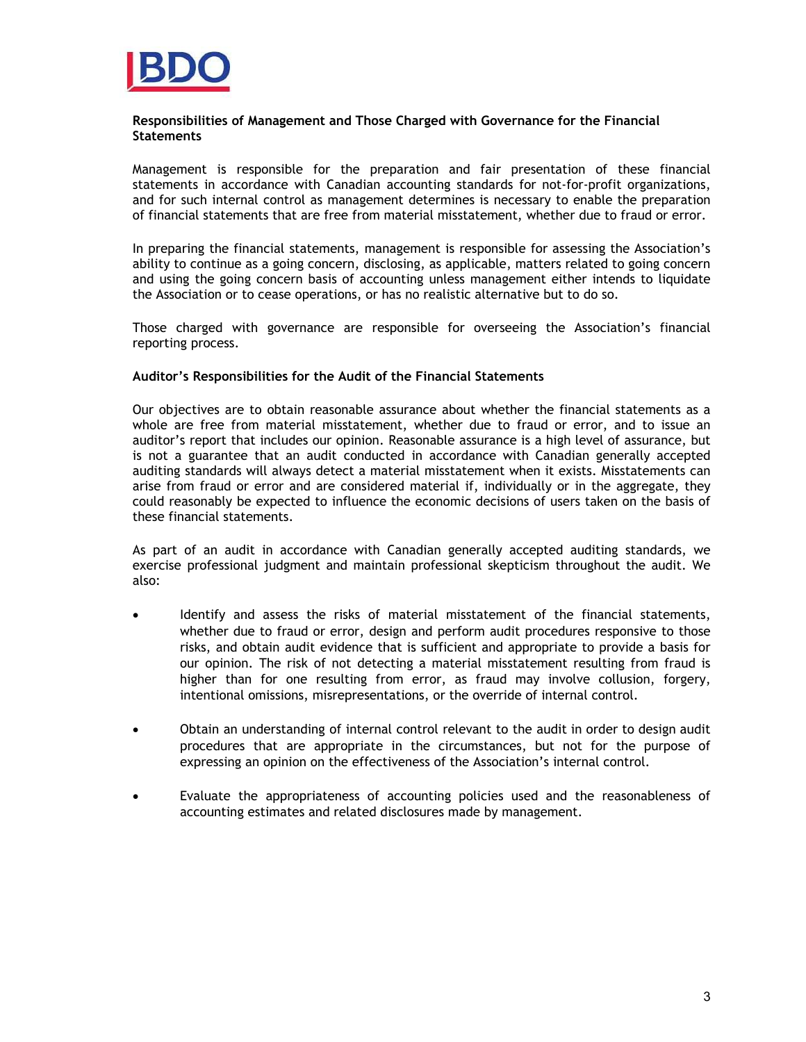**Responsibilities of Management and Those Charged with Governance for the Financial Statements**

Management is responsible for the preparation and fair presentation of these financial statements in accordance with Canadian accounting standards for not-for-profit organizations, and for such internal control as management determines is necessary to enable the preparation of financial statements that are free from material misstatement, whether due to fraud or error.

In preparing the financial statements, management is responsible for assessing the Association's ability to continue as a going concern, disclosing, as applicable, matters related to going concern and using the going concern basis of accounting unless management either intends to liquidate the Association or to cease operations, or has no realistic alternative but to do so.

Those charged with governance are responsible for overseeing the Association's financial reporting process.

**Auditor's Responsibilities for the Audit of the Financial Statements**

Our objectives are to obtain reasonable assurance about whether the financial statements as a whole are free from material misstatement, whether due to fraud or error, and to issue an auditor's report that includes our opinion. Reasonable assurance is a high level of assurance, but is not a guarantee that an audit conducted in accordance with Canadian generally accepted auditing standards will always detect a material misstatement when it exists. Misstatements can arise from fraud or error and are considered material if, individually or in the aggregate, they could reasonably be expected to influence the economic decisions of users taken on the basis of these financial statements.

As part of an audit in accordance with Canadian generally accepted auditing standards, we exercise professional judgment and maintain professional skepticism throughout the audit. We also:

- Identify and assess the risks of material misstatement of the financial statements, whether due to fraud or error, design and perform audit procedures responsive to those risks, and obtain audit evidence that is sufficient and appropriate to provide a basis for our opinion. The risk of not detecting a material misstatement resulting from fraud is higher than for one resulting from error, as fraud may involve collusion, forgery, intentional omissions, misrepresentations, or the override of internal control.

- Obtain an understanding of internal control relevant to the audit in order to design audit procedures that are appropriate in the circumstances, but not for the purpose of expressing an opinion on the effectiveness of the Association's internal control.

- Evaluate the appropriateness of accounting policies used and the reasonableness of accounting estimates and related disclosures made by management.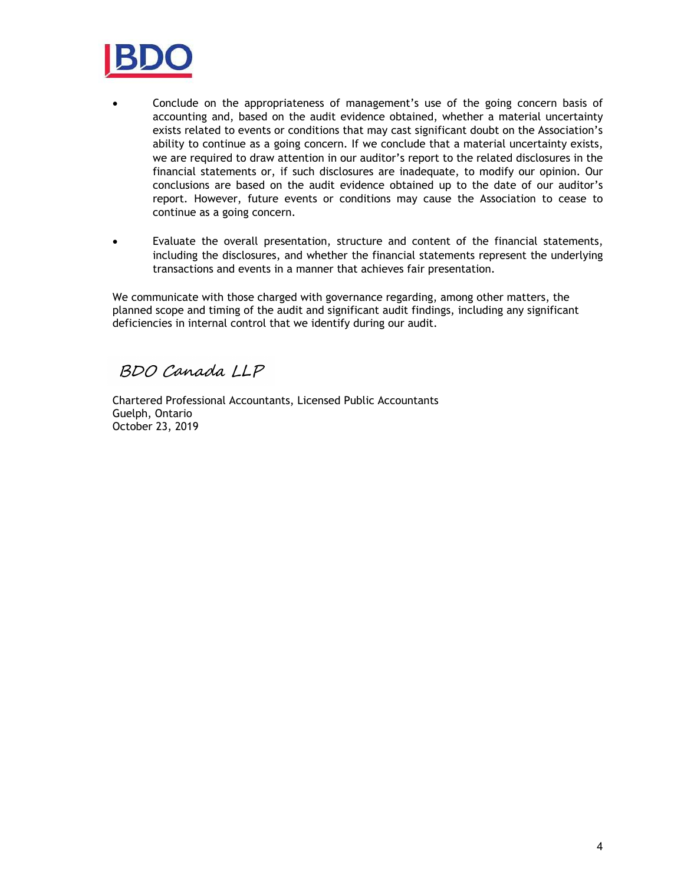- Conclude on the appropriateness of management's use of the going concern basis of accounting and, based on the audit evidence obtained, whether a material uncertainty exists related to events or conditions that may cast significant doubt on the Association's ability to continue as a going concern. If we conclude that a material uncertainty exists, we are required to draw attention in our auditor's report to the related disclosures in the financial statements or, if such disclosures are inadequate, to modify our opinion. Our conclusions are based on the audit evidence obtained up to the date of our auditor's report. However, future events or conditions may cause the Association to cease to continue as a going concern.

- Evaluate the overall presentation, structure and content of the financial statements, including the disclosures, and whether the financial statements represent the underlying transactions and events in a manner that achieves fair presentation.

We communicate with those charged with governance regarding, among other matters, the planned scope and timing of the audit and significant audit findings, including any significant deficiencies in internal control that we identify during our audit.

*BDO Canada LLP*

Chartered Professional Accountants, Licensed Public Accountants
Guelph, Ontario
October 23, 2019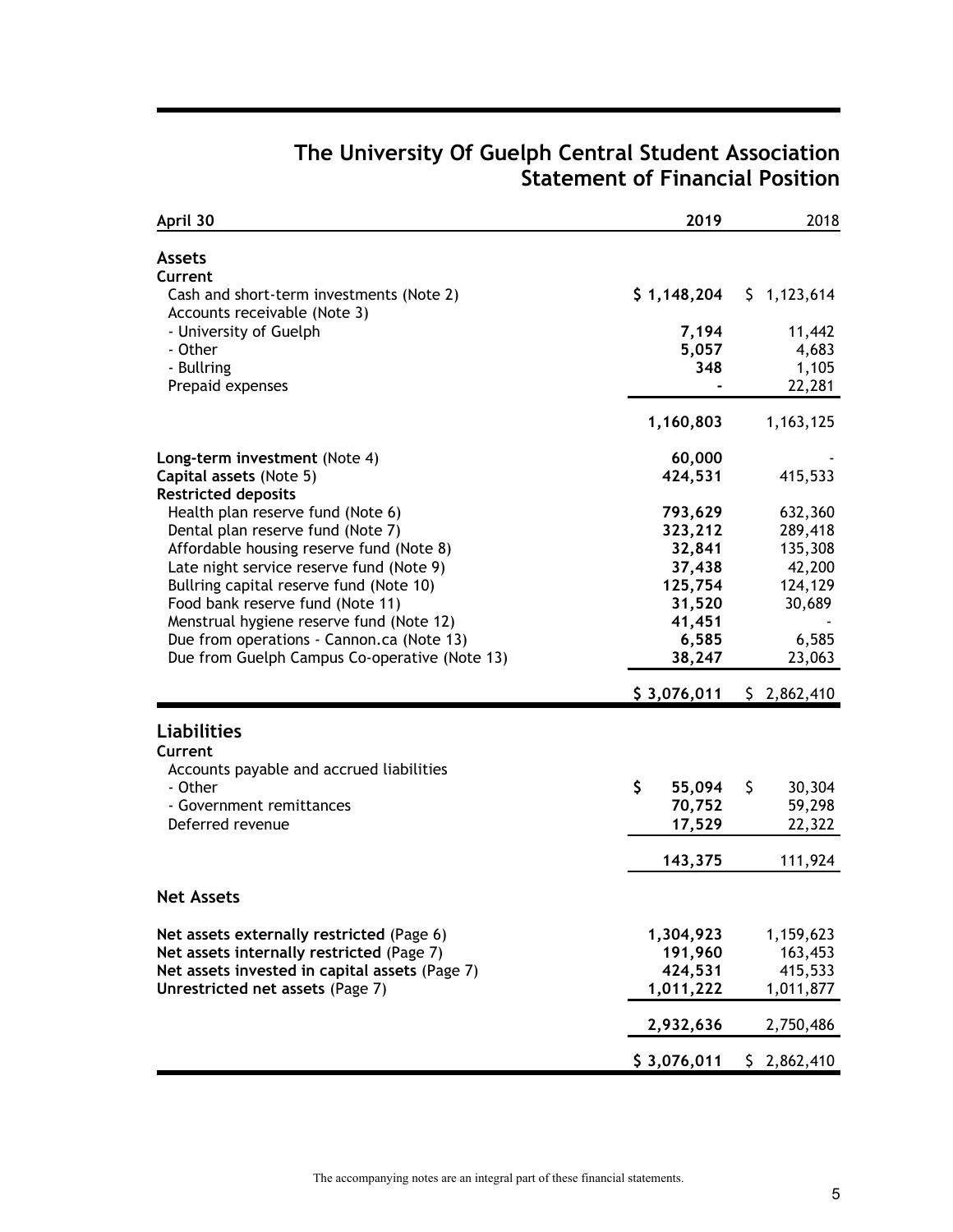# The University Of Guelph Central Student Association
## Statement of Financial Position

| April 30 | 2019 | 2018 |
|---|---|---|
| **Assets** | | |
| **Current** | | |
| Cash and short-term investments (Note 2) | **$ 1,148,204** | $ 1,123,614 |
| Accounts receivable (Note 3) | | |
| - University of Guelph | **7,194** | 11,442 |
| - Other | **5,057** | 4,683 |
| - Bullring | **348** | 1,105 |
| Prepaid expenses | **-** | 22,281 |
| | **1,160,803** | 1,163,125 |
| **Long-term investment** (Note 4) | **60,000** | - |
| **Capital assets** (Note 5) | **424,531** | 415,533 |
| **Restricted deposits** | | |
| Health plan reserve fund (Note 6) | **793,629** | 632,360 |
| Dental plan reserve fund (Note 7) | **323,212** | 289,418 |
| Affordable housing reserve fund (Note 8) | **32,841** | 135,308 |
| Late night service reserve fund (Note 9) | **37,438** | 42,200 |
| Bullring capital reserve fund (Note 10) | **125,754** | 124,129 |
| Food bank reserve fund (Note 11) | **31,520** | 30,689 |
| Menstrual hygiene reserve fund (Note 12) | **41,451** | - |
| Due from operations - Cannon.ca (Note 13) | **6,585** | 6,585 |
| Due from Guelph Campus Co-operative (Note 13) | **38,247** | 23,063 |
| | **$ 3,076,011** | $ 2,862,410 |
| **Liabilities** | | |
| **Current** | | |
| Accounts payable and accrued liabilities | | |
| - Other | **$ 55,094** | $ 30,304 |
| - Government remittances | **70,752** | 59,298 |
| Deferred revenue | **17,529** | 22,322 |
| | **143,375** | 111,924 |
| **Net Assets** | | |
| **Net assets externally restricted** (Page 6) | **1,304,923** | 1,159,623 |
| **Net assets internally restricted** (Page 7) | **191,960** | 163,453 |
| **Net assets invested in capital assets** (Page 7) | **424,531** | 415,533 |
| **Unrestricted net assets** (Page 7) | **1,011,222** | 1,011,877 |
| | **2,932,636** | 2,750,486 |
| | **$ 3,076,011** | $ 2,862,410 |

The accompanying notes are an integral part of these financial statements.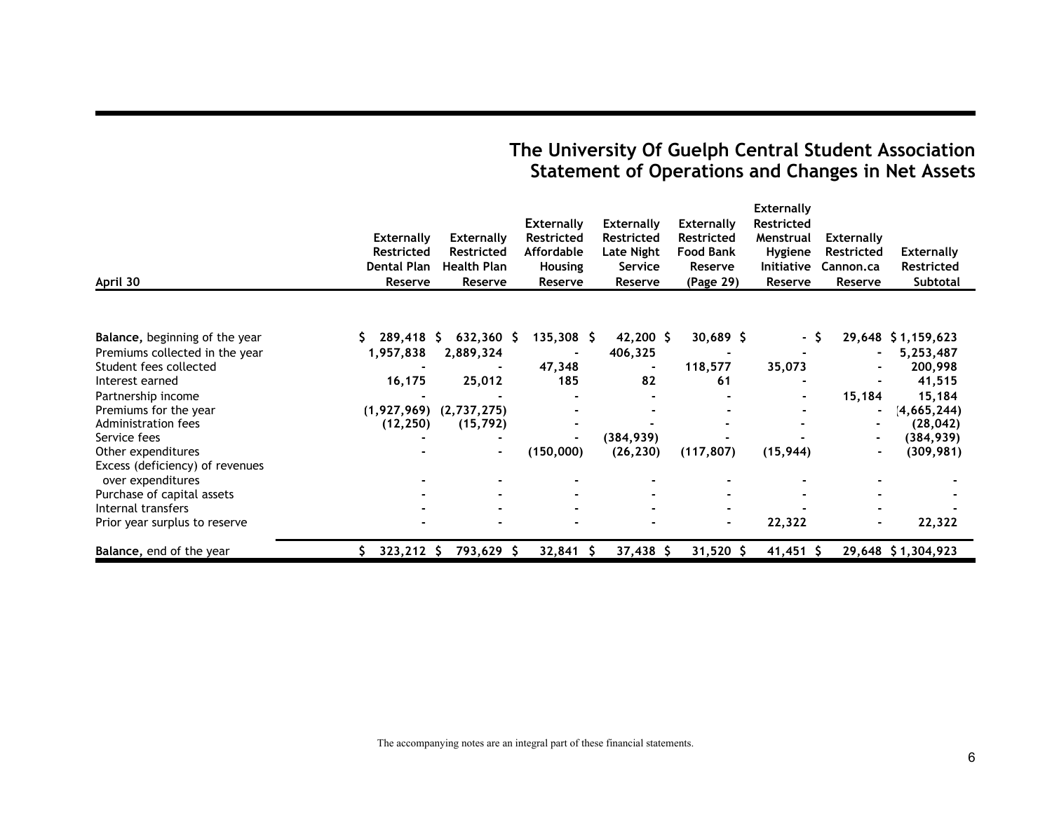# The University Of Guelph Central Student Association
## Statement of Operations and Changes in Net Assets

| April 30 | Externally Restricted Dental Plan Reserve | Externally Restricted Health Plan Reserve | Externally Restricted Affordable Housing Reserve | Externally Restricted Late Night Service Reserve | Externally Restricted Food Bank Reserve (Page 29) | Externally Restricted Menstrual Hygiene Initiative Reserve | Externally Restricted Cannon.ca Reserve | Externally Restricted Subtotal |
|---|---|---|---|---|---|---|---|---|
| **Balance,** beginning of the year | $ 289,418 | $ 632,360 | $ 135,308 | $ 42,200 | $ 30,689 | $ - | $ 29,648 | $ 1,159,623 |
| Premiums collected in the year | 1,957,838 | 2,889,324 | - | 406,325 | - | - | - | 5,253,487 |
| Student fees collected | - | - | 47,348 | - | 118,577 | 35,073 | - | 200,998 |
| Interest earned | 16,175 | 25,012 | 185 | 82 | 61 | - | - | 41,515 |
| Partnership income | - | - | - | - | - | - | 15,184 | 15,184 |
| Premiums for the year | (1,927,969) | (2,737,275) | - | - | - | - | - | (4,665,244) |
| Administration fees | (12,250) | (15,792) | - | - | - | - | - | (28,042) |
| Service fees | - | - | - | (384,939) | - | - | - | (384,939) |
| Other expenditures | - | - | (150,000) | (26,230) | (117,807) | (15,944) | - | (309,981) |
| Excess (deficiency) of revenues over expenditures | - | - | - | - | - | - | - | - |
| Purchase of capital assets | - | - | - | - | - | - | - | - |
| Internal transfers | - | - | - | - | - | - | - | - |
| Prior year surplus to reserve | - | - | - | - | - | 22,322 | - | 22,322 |
| **Balance,** end of the year | $ 323,212 | $ 793,629 | $ 32,841 | $ 37,438 | $ 31,520 | $ 41,451 | $ 29,648 | $ 1,304,923 |

The accompanying notes are an integral part of these financial statements.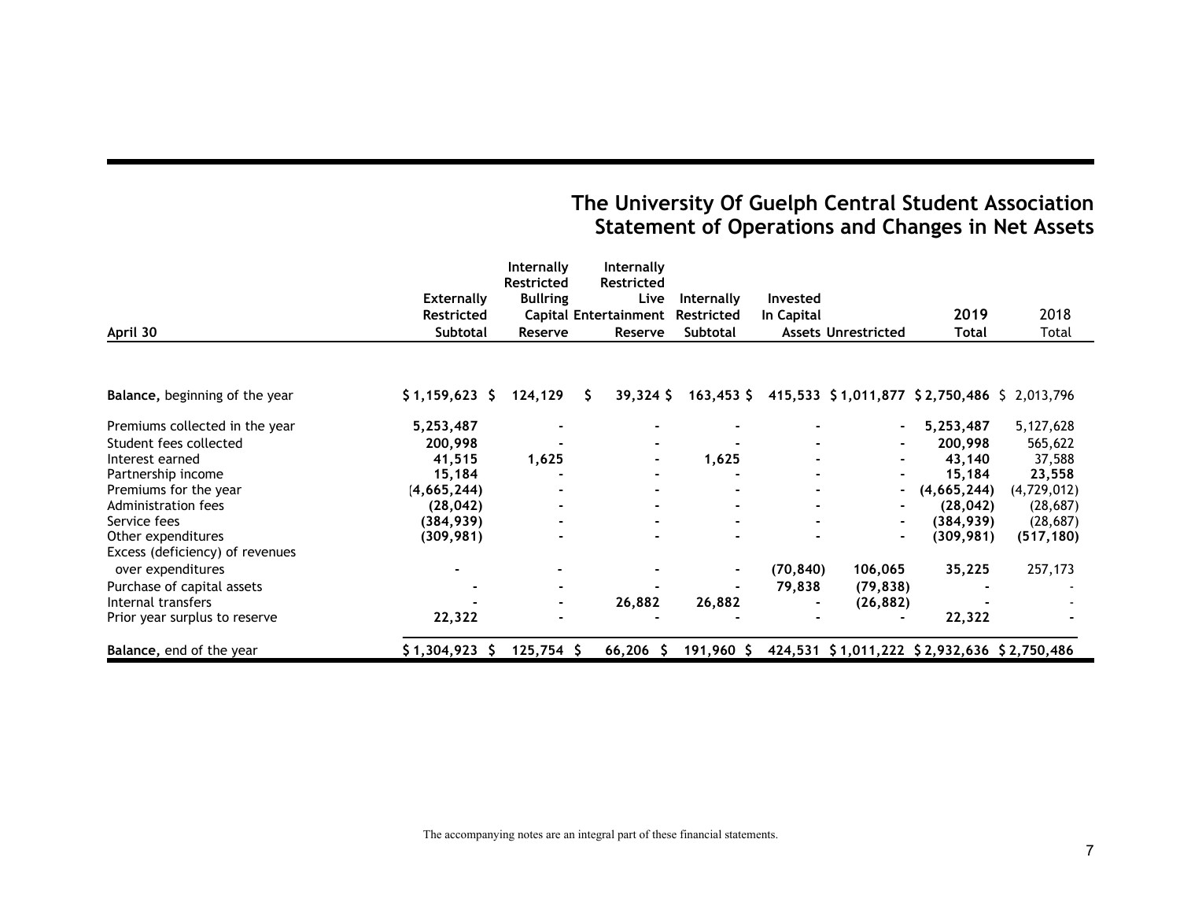# The University Of Guelph Central Student Association
## Statement of Operations and Changes in Net Assets

| April 30 | Externally Restricted Subtotal | Internally Restricted Bullring Capital Reserve | Internally Restricted Live Entertainment Reserve | Internally Restricted Subtotal | Invested In Capital Assets | Unrestricted | 2019 Total | 2018 Total |
|---|---|---|---|---|---|---|---|---|
| **Balance,** beginning of the year | $ 1,159,623 | $ 124,129 | $ 39,324 | $ 163,453 | $ 415,533 | $ 1,011,877 | $ 2,750,486 | $ 2,013,796 |
| Premiums collected in the year | 5,253,487 | - | - | - | - | - | 5,253,487 | 5,127,628 |
| Student fees collected | 200,998 | - | - | - | - | - | 200,998 | 565,622 |
| Interest earned | 41,515 | 1,625 | - | 1,625 | - | - | 43,140 | 37,588 |
| Partnership income | 15,184 | - | - | - | - | - | 15,184 | 23,558 |
| Premiums for the year | (4,665,244) | - | - | - | - | - | (4,665,244) | (4,729,012) |
| Administration fees | (28,042) | - | - | - | - | - | (28,042) | (28,687) |
| Service fees | (384,939) | - | - | - | - | - | (384,939) | (28,687) |
| Other expenditures | (309,981) | - | - | - | - | - | (309,981) | (517,180) |
| Excess (deficiency) of revenues over expenditures | - | - | - | - | (70,840) | 106,065 | 35,225 | 257,173 |
| Purchase of capital assets | - | - | - | - | 79,838 | (79,838) | - | - |
| Internal transfers | - | - | 26,882 | 26,882 | - | (26,882) | - | - |
| Prior year surplus to reserve | 22,322 | - | - | - | - | - | 22,322 | - |
| **Balance,** end of the year | $ 1,304,923 | $ 125,754 | $ 66,206 | $ 191,960 | $ 424,531 | $ 1,011,222 | $ 2,932,636 | $ 2,750,486 |

The accompanying notes are an integral part of these financial statements.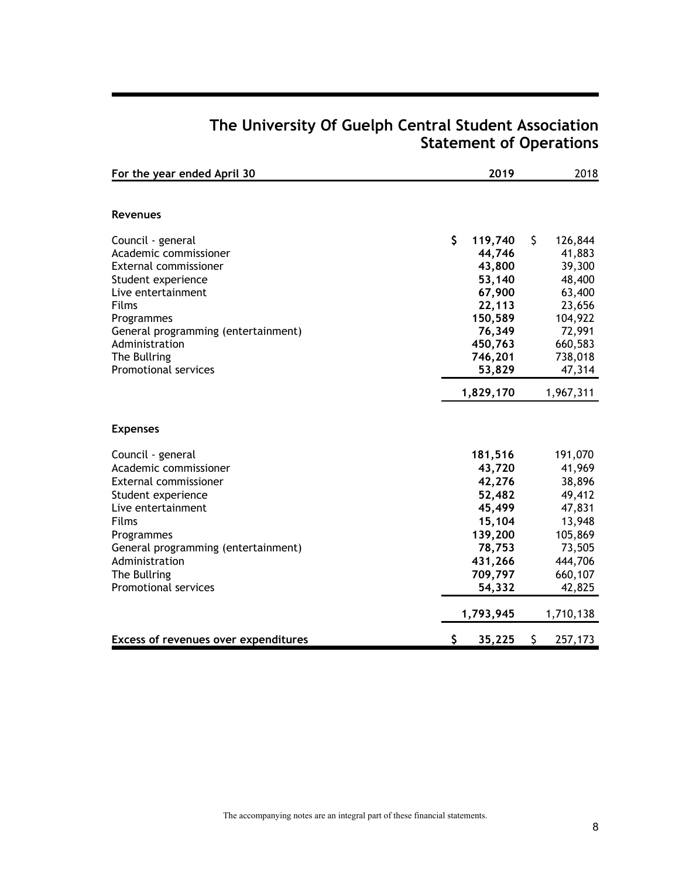# The University Of Guelph Central Student Association
## Statement of Operations

| For the year ended April 30 | 2019 | 2018 |
|---|---|---|
| **Revenues** | | |
| Council - general | $ **119,740** | $ 126,844 |
| Academic commissioner | **44,746** | 41,883 |
| External commissioner | **43,800** | 39,300 |
| Student experience | **53,140** | 48,400 |
| Live entertainment | **67,900** | 63,400 |
| Films | **22,113** | 23,656 |
| Programmes | **150,589** | 104,922 |
| General programming (entertainment) | **76,349** | 72,991 |
| Administration | **450,763** | 660,583 |
| The Bullring | **746,201** | 738,018 |
| Promotional services | **53,829** | 47,314 |
| | **1,829,170** | 1,967,311 |
| **Expenses** | | |
| Council - general | **181,516** | 191,070 |
| Academic commissioner | **43,720** | 41,969 |
| External commissioner | **42,276** | 38,896 |
| Student experience | **52,482** | 49,412 |
| Live entertainment | **45,499** | 47,831 |
| Films | **15,104** | 13,948 |
| Programmes | **139,200** | 105,869 |
| General programming (entertainment) | **78,753** | 73,505 |
| Administration | **431,266** | 444,706 |
| The Bullring | **709,797** | 660,107 |
| Promotional services | **54,332** | 42,825 |
| | **1,793,945** | 1,710,138 |
| **Excess of revenues over expenditures** | $ **35,225** | $ 257,173 |

The accompanying notes are an integral part of these financial statements.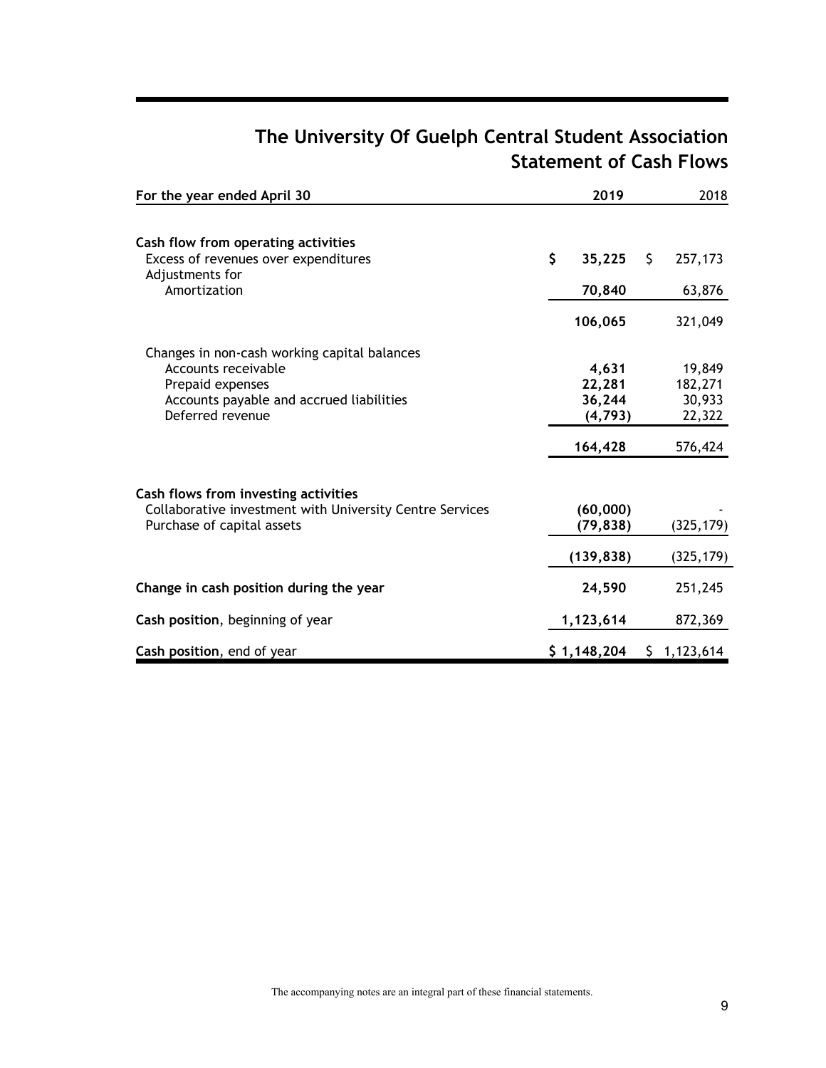# The University Of Guelph Central Student Association
## Statement of Cash Flows

| For the year ended April 30 | 2019 | 2018 |
|---|---|---|
| **Cash flow from operating activities** | | |
| Excess of revenues over expenditures | $ 35,225 | $ 257,173 |
| Adjustments for | | |
| Amortization | 70,840 | 63,876 |
| | 106,065 | 321,049 |
| Changes in non-cash working capital balances | | |
| Accounts receivable | 4,631 | 19,849 |
| Prepaid expenses | 22,281 | 182,271 |
| Accounts payable and accrued liabilities | 36,244 | 30,933 |
| Deferred revenue | (4,793) | 22,322 |
| | 164,428 | 576,424 |
| **Cash flows from investing activities** | | |
| Collaborative investment with University Centre Services | (60,000) | - |
| Purchase of capital assets | (79,838) | (325,179) |
| | (139,838) | (325,179) |
| **Change in cash position during the year** | 24,590 | 251,245 |
| **Cash position**, beginning of year | 1,123,614 | 872,369 |
| **Cash position**, end of year | $ 1,148,204 | $ 1,123,614 |

The accompanying notes are an integral part of these financial statements.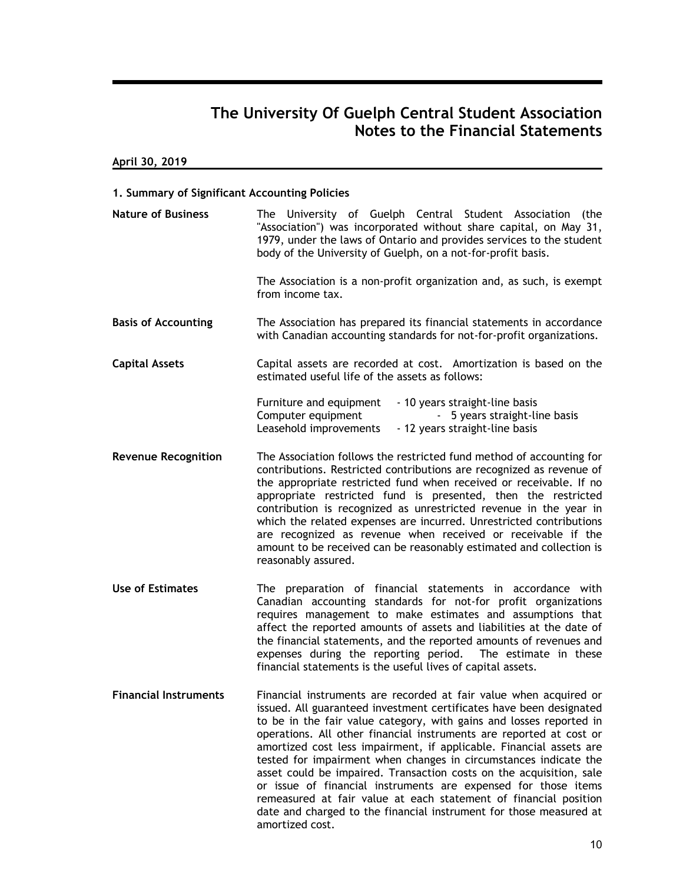# The University Of Guelph Central Student Association
## Notes to the Financial Statements

**April 30, 2019**

### 1. Summary of Significant Accounting Policies

**Nature of Business**

The University of Guelph Central Student Association (the "Association") was incorporated without share capital, on May 31, 1979, under the laws of Ontario and provides services to the student body of the University of Guelph, on a not-for-profit basis.

The Association is a non-profit organization and, as such, is exempt from income tax.

**Basis of Accounting**

The Association has prepared its financial statements in accordance with Canadian accounting standards for not-for-profit organizations.

**Capital Assets**

Capital assets are recorded at cost. Amortization is based on the estimated useful life of the assets as follows:

| | |
|---|---|
| Furniture and equipment | - 10 years straight-line basis |
| Computer equipment | - 5 years straight-line basis |
| Leasehold improvements | - 12 years straight-line basis |

**Revenue Recognition**

The Association follows the restricted fund method of accounting for contributions. Restricted contributions are recognized as revenue of the appropriate restricted fund when received or receivable. If no appropriate restricted fund is presented, then the restricted contribution is recognized as unrestricted revenue in the year in which the related expenses are incurred. Unrestricted contributions are recognized as revenue when received or receivable if the amount to be received can be reasonably estimated and collection is reasonably assured.

**Use of Estimates**

The preparation of financial statements in accordance with Canadian accounting standards for not-for profit organizations requires management to make estimates and assumptions that affect the reported amounts of assets and liabilities at the date of the financial statements, and the reported amounts of revenues and expenses during the reporting period. The estimate in these financial statements is the useful lives of capital assets.

**Financial Instruments**

Financial instruments are recorded at fair value when acquired or issued. All guaranteed investment certificates have been designated to be in the fair value category, with gains and losses reported in operations. All other financial instruments are reported at cost or amortized cost less impairment, if applicable. Financial assets are tested for impairment when changes in circumstances indicate the asset could be impaired. Transaction costs on the acquisition, sale or issue of financial instruments are expensed for those items remeasured at fair value at each statement of financial position date and charged to the financial instrument for those measured at amortized cost.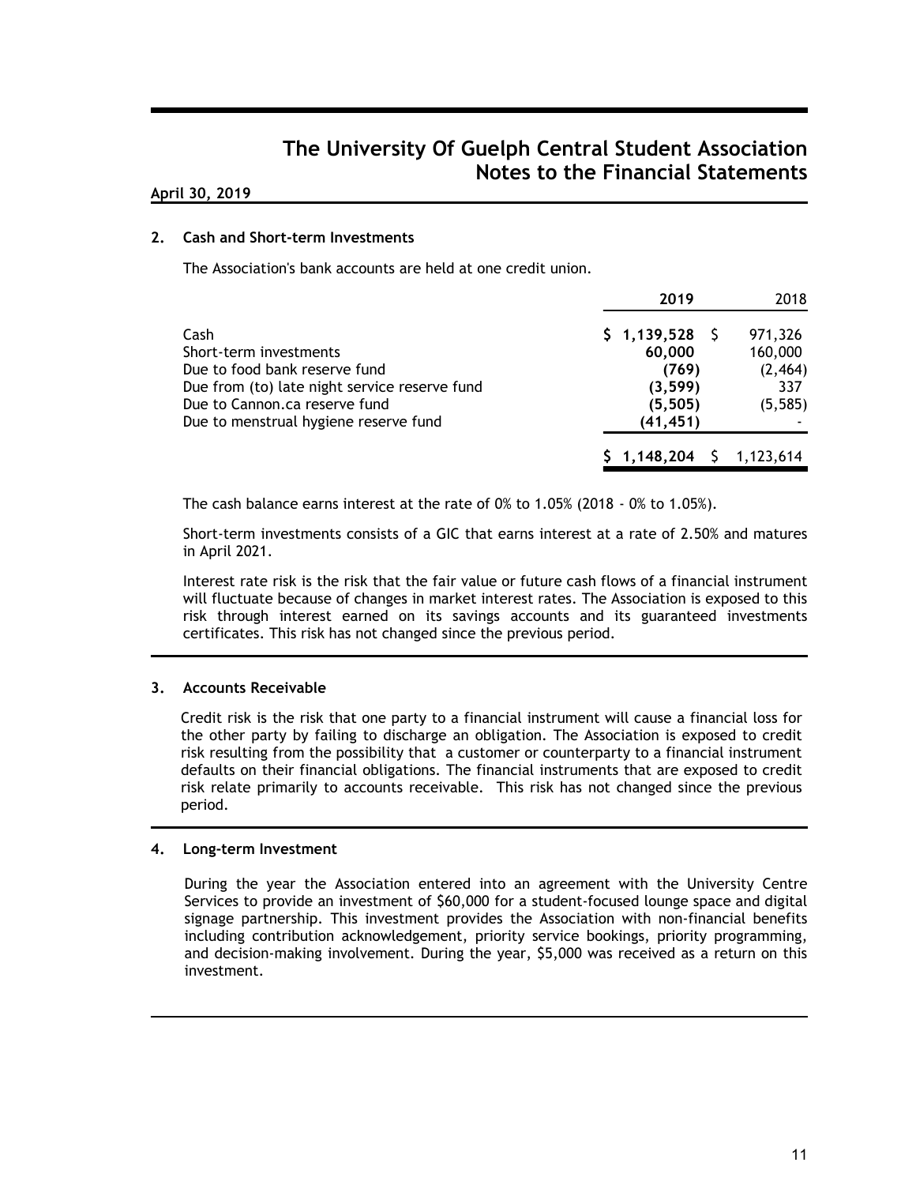# The University Of Guelph Central Student Association
## Notes to the Financial Statements

**April 30, 2019**

### 2. Cash and Short-term Investments

The Association's bank accounts are held at one credit union.

| | 2019 | 2018 |
|---|---|---|
| Cash | **$ 1,139,528** | $ 971,326 |
| Short-term investments | **60,000** | 160,000 |
| Due to food bank reserve fund | **(769)** | (2,464) |
| Due from (to) late night service reserve fund | **(3,599)** | 337 |
| Due to Cannon.ca reserve fund | **(5,505)** | (5,585) |
| Due to menstrual hygiene reserve fund | **(41,451)** | - |
| | **$ 1,148,204** | $ 1,123,614 |

The cash balance earns interest at the rate of 0% to 1.05% (2018 - 0% to 1.05%).

Short-term investments consists of a GIC that earns interest at a rate of 2.50% and matures in April 2021.

Interest rate risk is the risk that the fair value or future cash flows of a financial instrument will fluctuate because of changes in market interest rates. The Association is exposed to this risk through interest earned on its savings accounts and its guaranteed investments certificates. This risk has not changed since the previous period.

### 3. Accounts Receivable

Credit risk is the risk that one party to a financial instrument will cause a financial loss for the other party by failing to discharge an obligation. The Association is exposed to credit risk resulting from the possibility that a customer or counterparty to a financial instrument defaults on their financial obligations. The financial instruments that are exposed to credit risk relate primarily to accounts receivable. This risk has not changed since the previous period.

### 4. Long-term Investment

During the year the Association entered into an agreement with the University Centre Services to provide an investment of $60,000 for a student-focused lounge space and digital signage partnership. This investment provides the Association with non-financial benefits including contribution acknowledgement, priority service bookings, priority programming, and decision-making involvement. During the year, $5,000 was received as a return on this investment.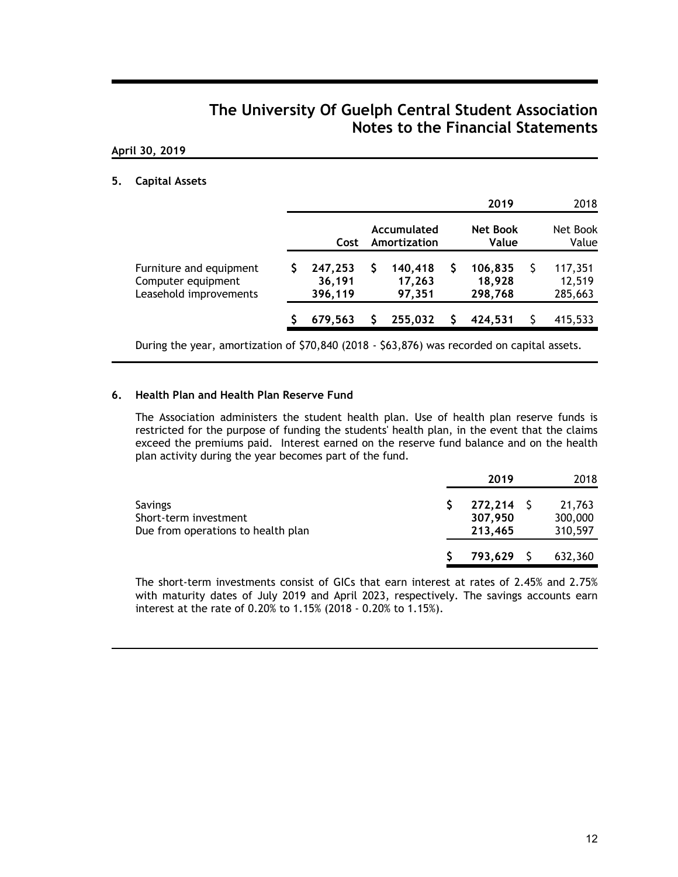# The University Of Guelph Central Student Association
## Notes to the Financial Statements

**April 30, 2019**

### 5. Capital Assets

| | | | 2019 | 2018 |
|---|---|---|---|---|
| | Cost | Accumulated Amortization | Net Book Value | Net Book Value |
| Furniture and equipment | $ 247,253 | $ 140,418 | $ 106,835 | $ 117,351 |
| Computer equipment | 36,191 | 17,263 | 18,928 | 12,519 |
| Leasehold improvements | 396,119 | 97,351 | 298,768 | 285,663 |
| | $ 679,563 | $ 255,032 | $ 424,531 | $ 415,533 |

During the year, amortization of $70,840 (2018 - $63,876) was recorded on capital assets.

### 6. Health Plan and Health Plan Reserve Fund

The Association administers the student health plan. Use of health plan reserve funds is restricted for the purpose of funding the students' health plan, in the event that the claims exceed the premiums paid. Interest earned on the reserve fund balance and on the health plan activity during the year becomes part of the fund.

| | 2019 | 2018 |
|---|---|---|
| Savings | $ 272,214 | $ 21,763 |
| Short-term investment | 307,950 | 300,000 |
| Due from operations to health plan | 213,465 | 310,597 |
| | $ 793,629 | $ 632,360 |

The short-term investments consist of GICs that earn interest at rates of 2.45% and 2.75% with maturity dates of July 2019 and April 2023, respectively. The savings accounts earn interest at the rate of 0.20% to 1.15% (2018 - 0.20% to 1.15%).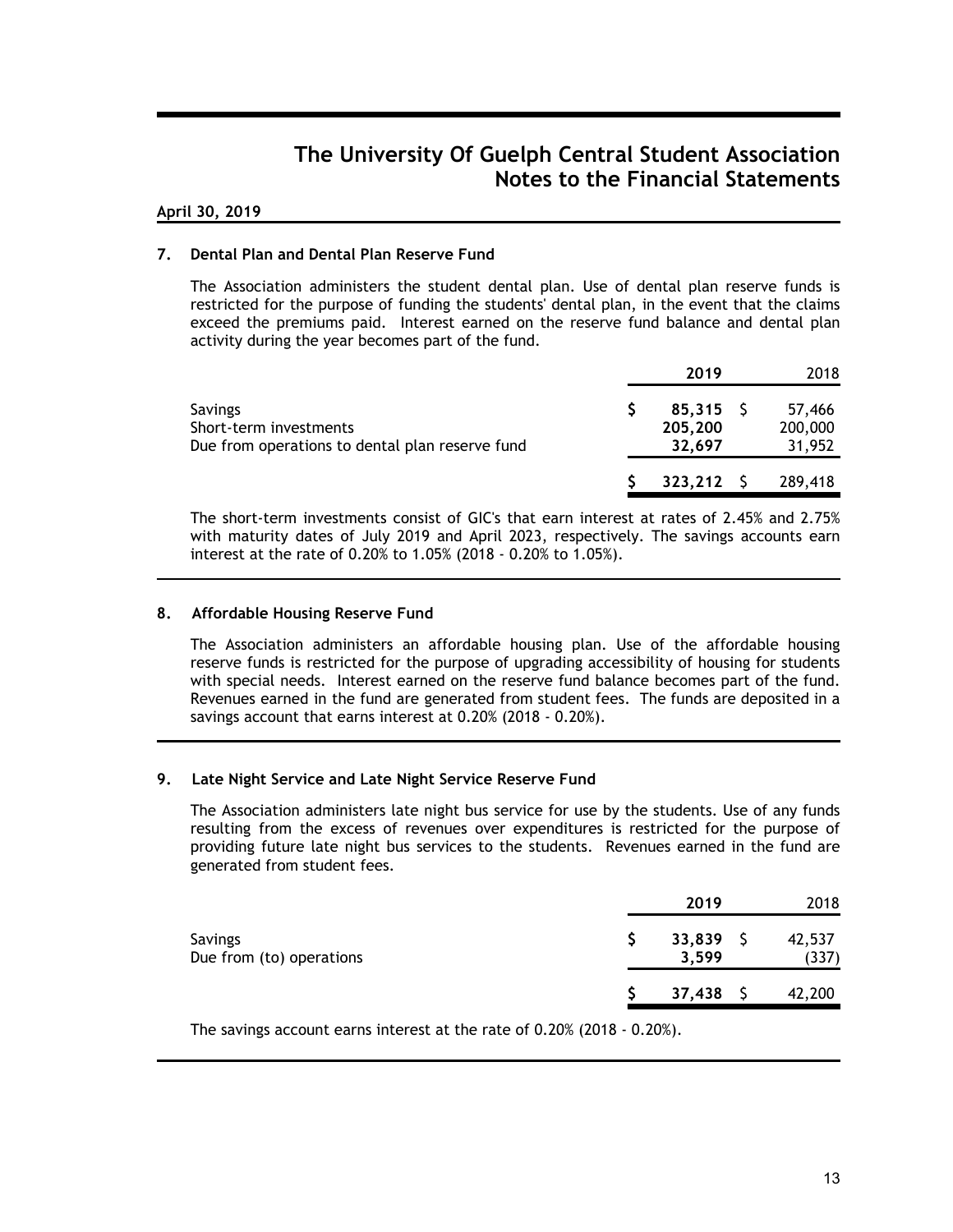# The University Of Guelph Central Student Association
## Notes to the Financial Statements

**April 30, 2019**

### 7. Dental Plan and Dental Plan Reserve Fund

The Association administers the student dental plan. Use of dental plan reserve funds is restricted for the purpose of funding the students' dental plan, in the event that the claims exceed the premiums paid. Interest earned on the reserve fund balance and dental plan activity during the year becomes part of the fund.

| | **2019** | 2018 |
|---|---|---|
| Savings | **$ 85,315** | $ 57,466 |
| Short-term investments | **205,200** | 200,000 |
| Due from operations to dental plan reserve fund | **32,697** | 31,952 |
| | **$ 323,212** | $ 289,418 |

The short-term investments consist of GIC's that earn interest at rates of 2.45% and 2.75% with maturity dates of July 2019 and April 2023, respectively. The savings accounts earn interest at the rate of 0.20% to 1.05% (2018 - 0.20% to 1.05%).

### 8. Affordable Housing Reserve Fund

The Association administers an affordable housing plan. Use of the affordable housing reserve funds is restricted for the purpose of upgrading accessibility of housing for students with special needs. Interest earned on the reserve fund balance becomes part of the fund. Revenues earned in the fund are generated from student fees. The funds are deposited in a savings account that earns interest at 0.20% (2018 - 0.20%).

### 9. Late Night Service and Late Night Service Reserve Fund

The Association administers late night bus service for use by the students. Use of any funds resulting from the excess of revenues over expenditures is restricted for the purpose of providing future late night bus services to the students. Revenues earned in the fund are generated from student fees.

| | **2019** | 2018 |
|---|---|---|
| Savings | **$ 33,839** | $ 42,537 |
| Due from (to) operations | **3,599** | (337) |
| | **$ 37,438** | $ 42,200 |

The savings account earns interest at the rate of 0.20% (2018 - 0.20%).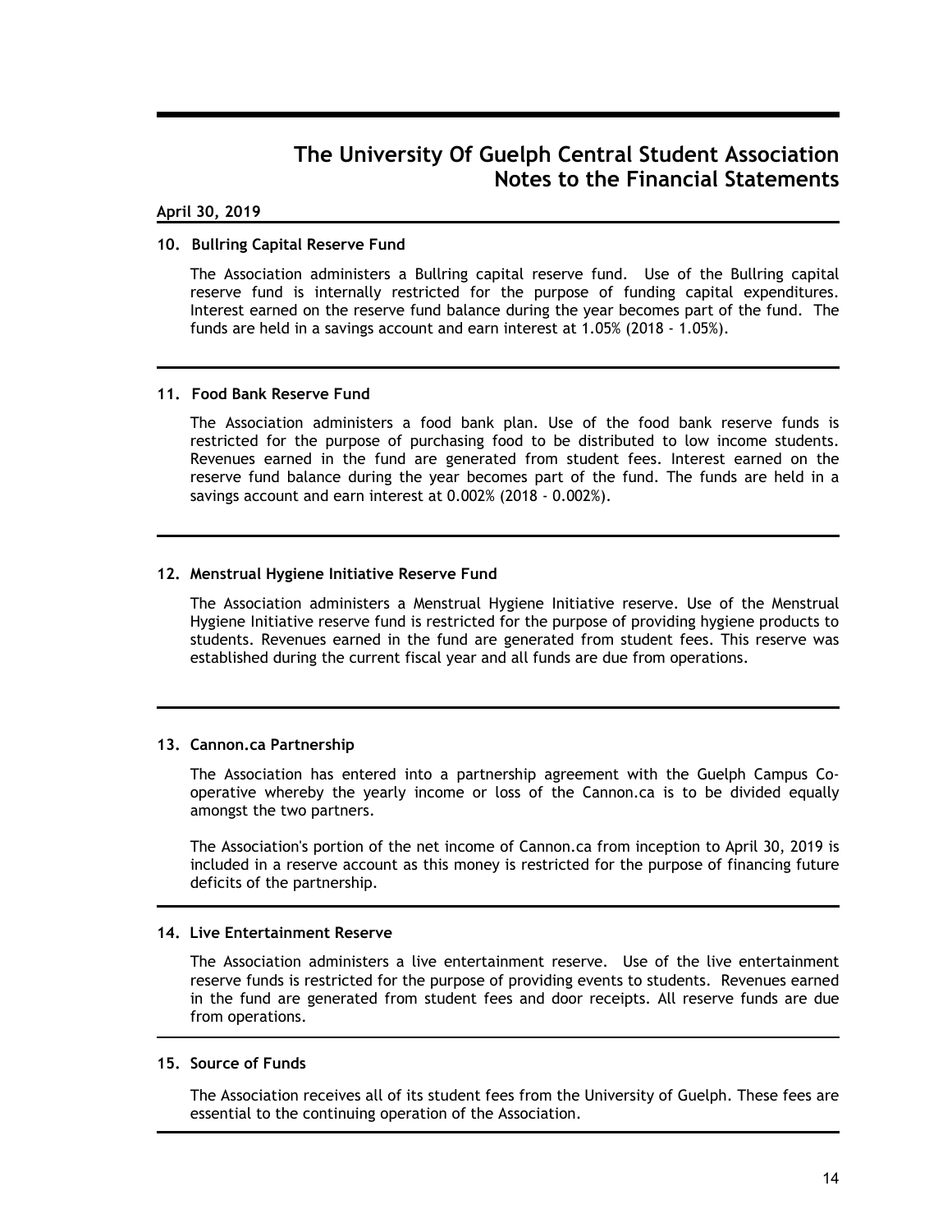# The University Of Guelph Central Student Association
## Notes to the Financial Statements

**April 30, 2019**

### 10. Bullring Capital Reserve Fund

The Association administers a Bullring capital reserve fund. Use of the Bullring capital reserve fund is internally restricted for the purpose of funding capital expenditures. Interest earned on the reserve fund balance during the year becomes part of the fund. The funds are held in a savings account and earn interest at 1.05% (2018 - 1.05%).

### 11. Food Bank Reserve Fund

The Association administers a food bank plan. Use of the food bank reserve funds is restricted for the purpose of purchasing food to be distributed to low income students. Revenues earned in the fund are generated from student fees. Interest earned on the reserve fund balance during the year becomes part of the fund. The funds are held in a savings account and earn interest at 0.002% (2018 - 0.002%).

### 12. Menstrual Hygiene Initiative Reserve Fund

The Association administers a Menstrual Hygiene Initiative reserve. Use of the Menstrual Hygiene Initiative reserve fund is restricted for the purpose of providing hygiene products to students. Revenues earned in the fund are generated from student fees. This reserve was established during the current fiscal year and all funds are due from operations.

### 13. Cannon.ca Partnership

The Association has entered into a partnership agreement with the Guelph Campus Co-operative whereby the yearly income or loss of the Cannon.ca is to be divided equally amongst the two partners.

The Association's portion of the net income of Cannon.ca from inception to April 30, 2019 is included in a reserve account as this money is restricted for the purpose of financing future deficits of the partnership.

### 14. Live Entertainment Reserve

The Association administers a live entertainment reserve. Use of the live entertainment reserve funds is restricted for the purpose of providing events to students. Revenues earned in the fund are generated from student fees and door receipts. All reserve funds are due from operations.

### 15. Source of Funds

The Association receives all of its student fees from the University of Guelph. These fees are essential to the continuing operation of the Association.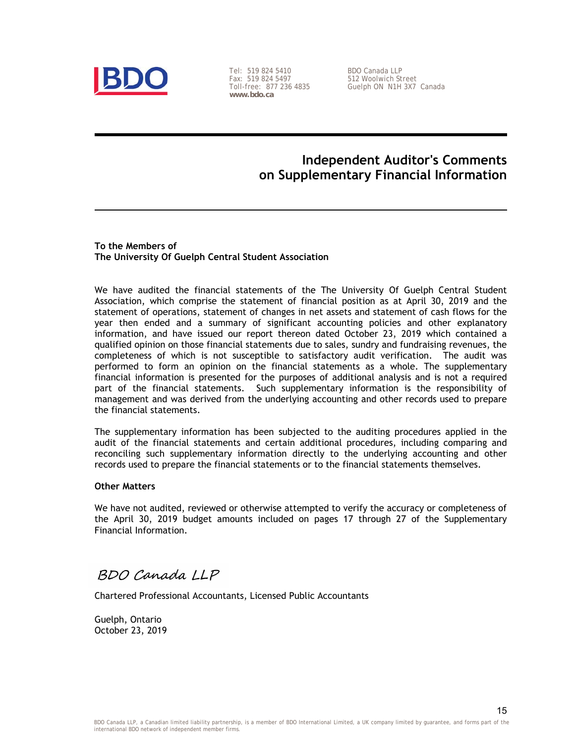BDO

Tel: 519 824 5410
Fax: 519 824 5497
Toll-free: 877 236 4835
**www.bdo.ca**

BDO Canada LLP
512 Woolwich Street
Guelph ON N1H 3X7 Canada

# Independent Auditor's Comments on Supplementary Financial Information

**To the Members of**
**The University Of Guelph Central Student Association**

We have audited the financial statements of the The University Of Guelph Central Student Association, which comprise the statement of financial position as at April 30, 2019 and the statement of operations, statement of changes in net assets and statement of cash flows for the year then ended and a summary of significant accounting policies and other explanatory information, and have issued our report thereon dated October 23, 2019 which contained a qualified opinion on those financial statements due to sales, sundry and fundraising revenues, the completeness of which is not susceptible to satisfactory audit verification. The audit was performed to form an opinion on the financial statements as a whole. The supplementary financial information is presented for the purposes of additional analysis and is not a required part of the financial statements. Such supplementary information is the responsibility of management and was derived from the underlying accounting and other records used to prepare the financial statements.

The supplementary information has been subjected to the auditing procedures applied in the audit of the financial statements and certain additional procedures, including comparing and reconciling such supplementary information directly to the underlying accounting and other records used to prepare the financial statements or to the financial statements themselves.

**Other Matters**

We have not audited, reviewed or otherwise attempted to verify the accuracy or completeness of the April 30, 2019 budget amounts included on pages 17 through 27 of the Supplementary Financial Information.

*BDO Canada LLP*

Chartered Professional Accountants, Licensed Public Accountants

Guelph, Ontario
October 23, 2019

BDO Canada LLP, a Canadian limited liability partnership, is a member of BDO International Limited, a UK company limited by guarantee, and forms part of the international BDO network of independent member firms.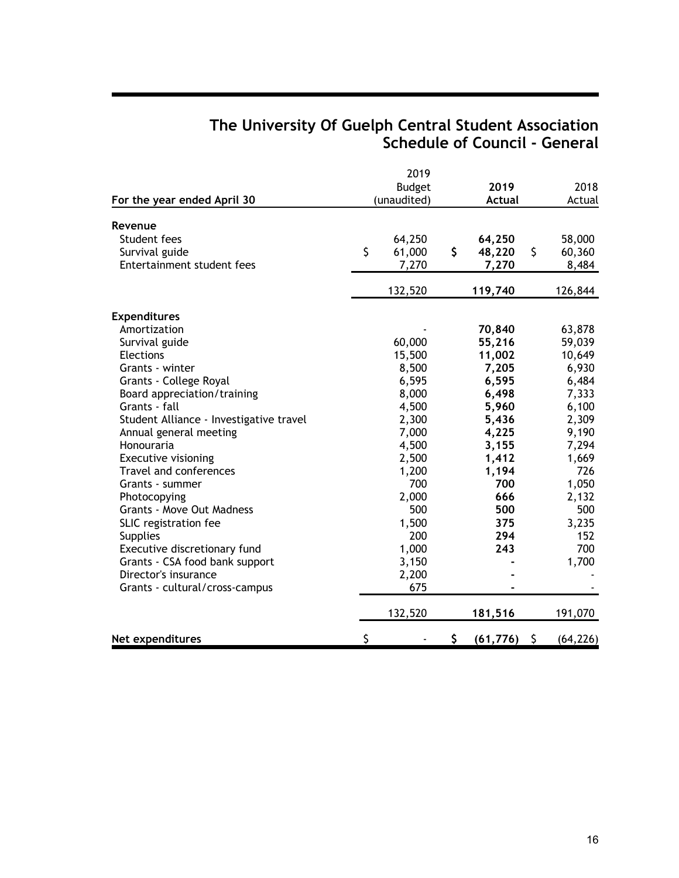# The University Of Guelph Central Student Association
## Schedule of Council - General

| For the year ended April 30 | 2019 Budget (unaudited) | **2019 Actual** | 2018 Actual |
|---|---|---|---|
| **Revenue** | | | |
| Student fees | 64,250 | **64,250** | 58,000 |
| Survival guide | $ 61,000 | **$ 48,220** | $ 60,360 |
| Entertainment student fees | 7,270 | **7,270** | 8,484 |
| | 132,520 | **119,740** | 126,844 |
| **Expenditures** | | | |
| Amortization | - | **70,840** | 63,878 |
| Survival guide | 60,000 | **55,216** | 59,039 |
| Elections | 15,500 | **11,002** | 10,649 |
| Grants - winter | 8,500 | **7,205** | 6,930 |
| Grants - College Royal | 6,595 | **6,595** | 6,484 |
| Board appreciation/training | 8,000 | **6,498** | 7,333 |
| Grants - fall | 4,500 | **5,960** | 6,100 |
| Student Alliance - Investigative travel | 2,300 | **5,436** | 2,309 |
| Annual general meeting | 7,000 | **4,225** | 9,190 |
| Honouraria | 4,500 | **3,155** | 7,294 |
| Executive visioning | 2,500 | **1,412** | 1,669 |
| Travel and conferences | 1,200 | **1,194** | 726 |
| Grants - summer | 700 | **700** | 1,050 |
| Photocopying | 2,000 | **666** | 2,132 |
| Grants - Move Out Madness | 500 | **500** | 500 |
| SLIC registration fee | 1,500 | **375** | 3,235 |
| Supplies | 200 | **294** | 152 |
| Executive discretionary fund | 1,000 | **243** | 700 |
| Grants - CSA food bank support | 3,150 | **-** | 1,700 |
| Director's insurance | 2,200 | **-** | - |
| Grants - cultural/cross-campus | 675 | **-** | - |
| | 132,520 | **181,516** | 191,070 |
| **Net expenditures** | $ - | **$ (61,776)** | $ (64,226) |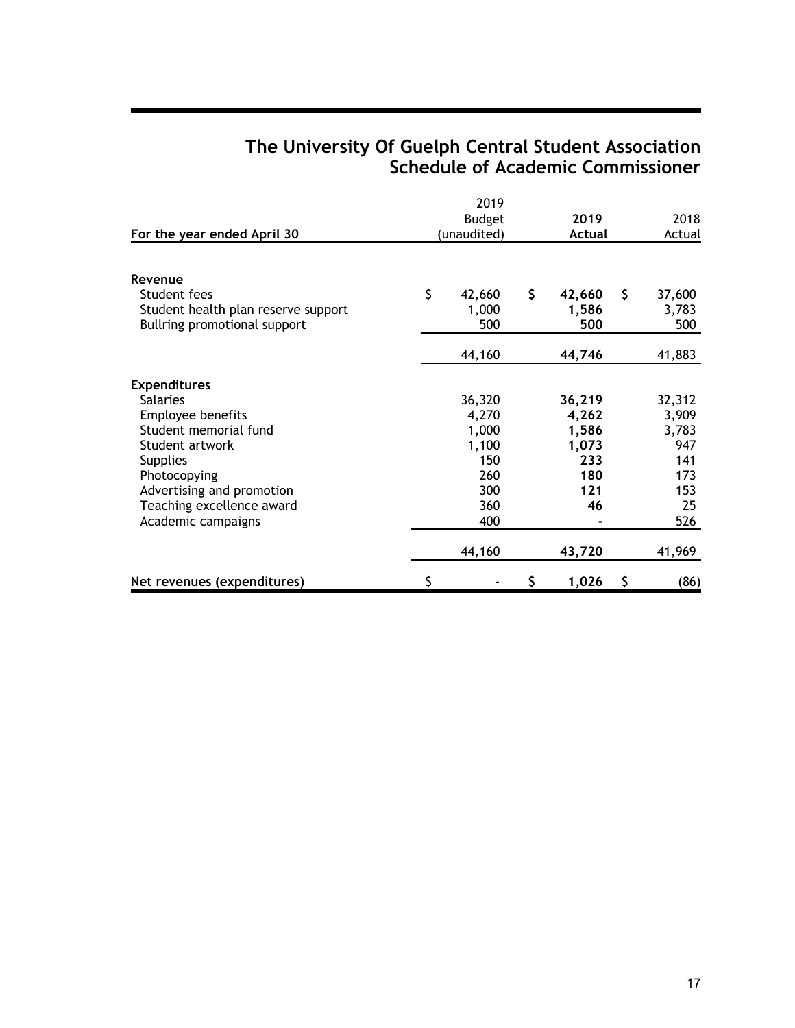# The University Of Guelph Central Student Association
## Schedule of Academic Commissioner

| For the year ended April 30 | 2019 Budget (unaudited) | **2019 Actual** | 2018 Actual |
|---|---|---|---|
| **Revenue** | | | |
| Student fees | $ 42,660 | **$ 42,660** | $ 37,600 |
| Student health plan reserve support | 1,000 | **1,586** | 3,783 |
| Bullring promotional support | 500 | **500** | 500 |
| | 44,160 | **44,746** | 41,883 |
| **Expenditures** | | | |
| Salaries | 36,320 | **36,219** | 32,312 |
| Employee benefits | 4,270 | **4,262** | 3,909 |
| Student memorial fund | 1,000 | **1,586** | 3,783 |
| Student artwork | 1,100 | **1,073** | 947 |
| Supplies | 150 | **233** | 141 |
| Photocopying | 260 | **180** | 173 |
| Advertising and promotion | 300 | **121** | 153 |
| Teaching excellence award | 360 | **46** | 25 |
| Academic campaigns | 400 | **-** | 526 |
| | 44,160 | **43,720** | 41,969 |
| **Net revenues (expenditures)** | $ - | **$ 1,026** | $ (86) |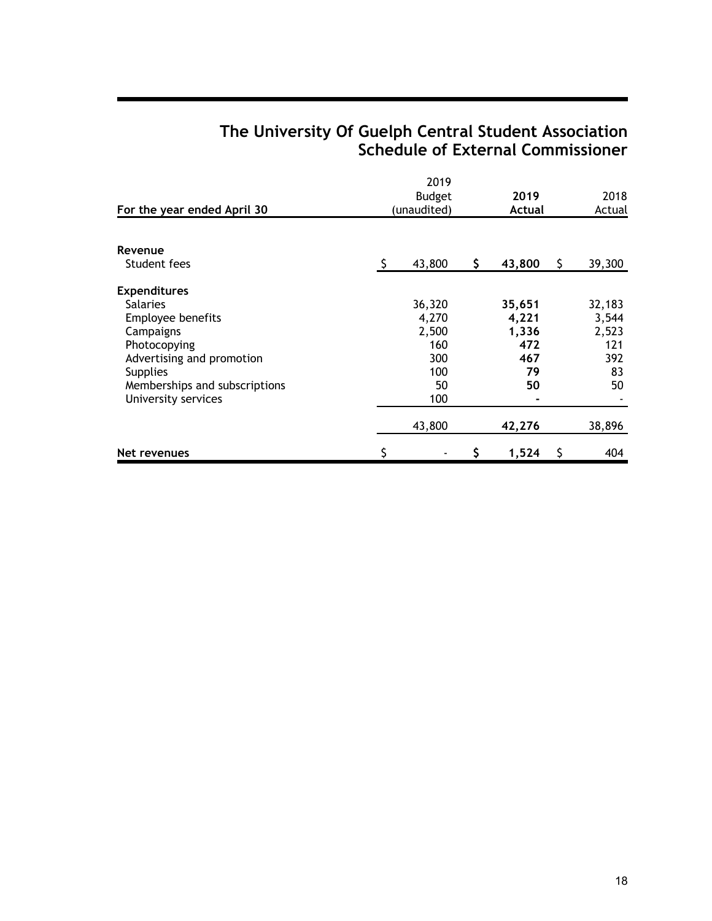# The University Of Guelph Central Student Association
## Schedule of External Commissioner

| For the year ended April 30 | 2019 Budget (unaudited) | **2019 Actual** | 2018 Actual |
|---|---|---|---|
| **Revenue** | | | |
| Student fees | $ 43,800 | **$ 43,800** | $ 39,300 |
| **Expenditures** | | | |
| Salaries | 36,320 | **35,651** | 32,183 |
| Employee benefits | 4,270 | **4,221** | 3,544 |
| Campaigns | 2,500 | **1,336** | 2,523 |
| Photocopying | 160 | **472** | 121 |
| Advertising and promotion | 300 | **467** | 392 |
| Supplies | 100 | **79** | 83 |
| Memberships and subscriptions | 50 | **50** | 50 |
| University services | 100 | **-** | - |
| | 43,800 | **42,276** | 38,896 |
| **Net revenues** | $ - | **$ 1,524** | $ 404 |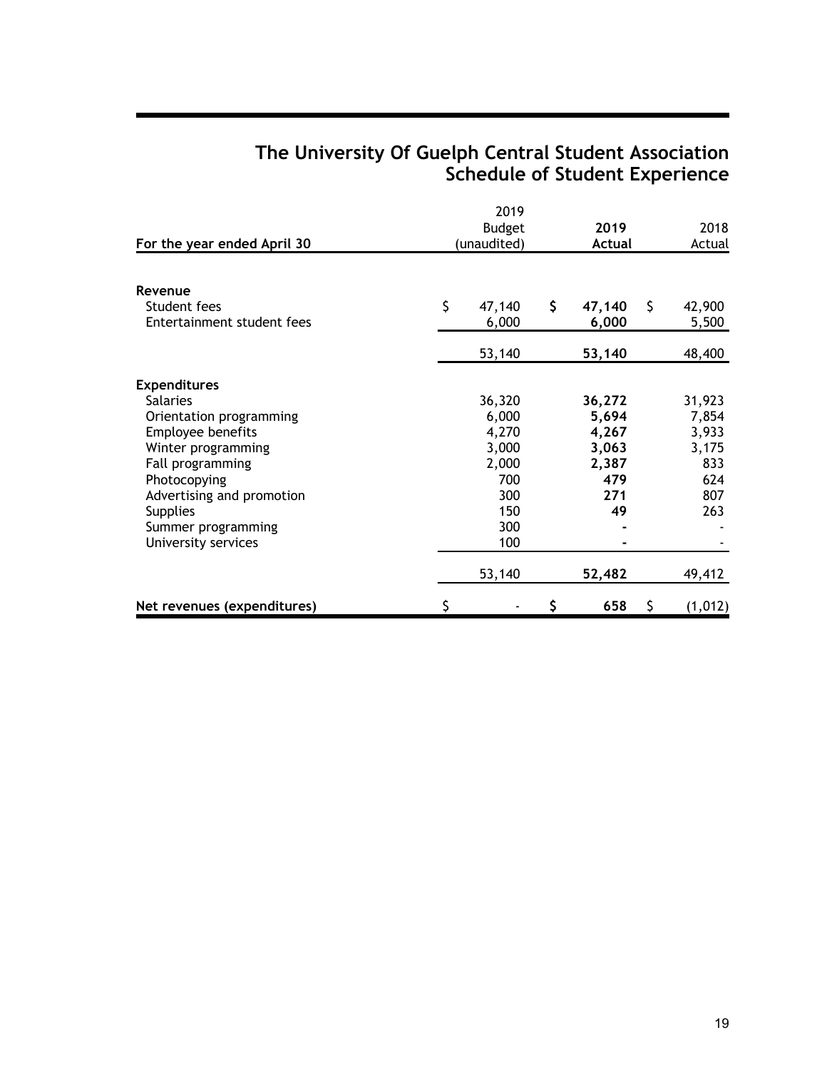# The University Of Guelph Central Student Association
## Schedule of Student Experience

| For the year ended April 30 | 2019 Budget (unaudited) | 2019 Actual | 2018 Actual |
|---|---|---|---|
| **Revenue** | | | |
| Student fees | $ 47,140 | $ 47,140 | $ 42,900 |
| Entertainment student fees | 6,000 | 6,000 | 5,500 |
| | 53,140 | 53,140 | 48,400 |
| **Expenditures** | | | |
| Salaries | 36,320 | 36,272 | 31,923 |
| Orientation programming | 6,000 | 5,694 | 7,854 |
| Employee benefits | 4,270 | 4,267 | 3,933 |
| Winter programming | 3,000 | 3,063 | 3,175 |
| Fall programming | 2,000 | 2,387 | 833 |
| Photocopying | 700 | 479 | 624 |
| Advertising and promotion | 300 | 271 | 807 |
| Supplies | 150 | 49 | 263 |
| Summer programming | 300 | - | - |
| University services | 100 | - | - |
| | 53,140 | 52,482 | 49,412 |
| **Net revenues (expenditures)** | $ - | $ 658 | $ (1,012) |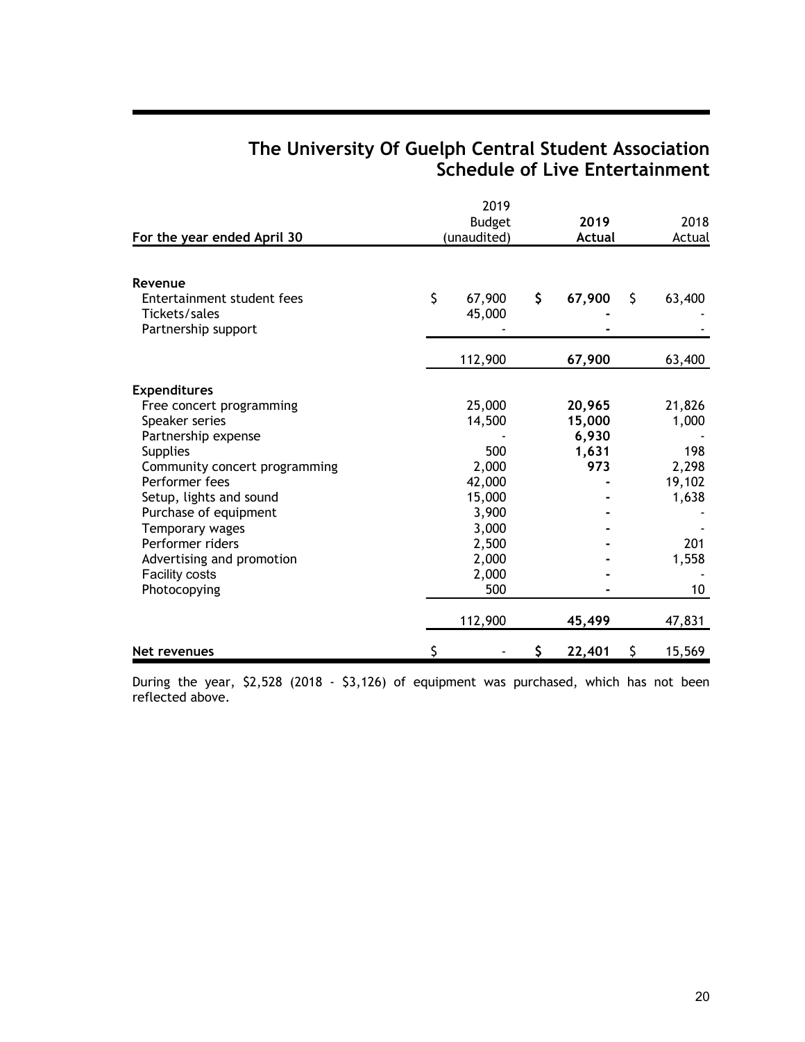# The University Of Guelph Central Student Association
## Schedule of Live Entertainment

| For the year ended April 30 | 2019 Budget (unaudited) | 2019 Actual | 2018 Actual |
|---|---|---|---|
| **Revenue** | | | |
| Entertainment student fees | $ 67,900 | **$ 67,900** | $ 63,400 |
| Tickets/sales | 45,000 | **-** | - |
| Partnership support | - | **-** | - |
| | 112,900 | **67,900** | 63,400 |
| **Expenditures** | | | |
| Free concert programming | 25,000 | **20,965** | 21,826 |
| Speaker series | 14,500 | **15,000** | 1,000 |
| Partnership expense | - | **6,930** | - |
| Supplies | 500 | **1,631** | 198 |
| Community concert programming | 2,000 | **973** | 2,298 |
| Performer fees | 42,000 | **-** | 19,102 |
| Setup, lights and sound | 15,000 | **-** | 1,638 |
| Purchase of equipment | 3,900 | **-** | - |
| Temporary wages | 3,000 | **-** | - |
| Performer riders | 2,500 | **-** | 201 |
| Advertising and promotion | 2,000 | **-** | 1,558 |
| Facility costs | 2,000 | **-** | - |
| Photocopying | 500 | **-** | 10 |
| | 112,900 | **45,499** | 47,831 |
| **Net revenues** | $ - | **$ 22,401** | $ 15,569 |

During the year, $2,528 (2018 - $3,126) of equipment was purchased, which has not been reflected above.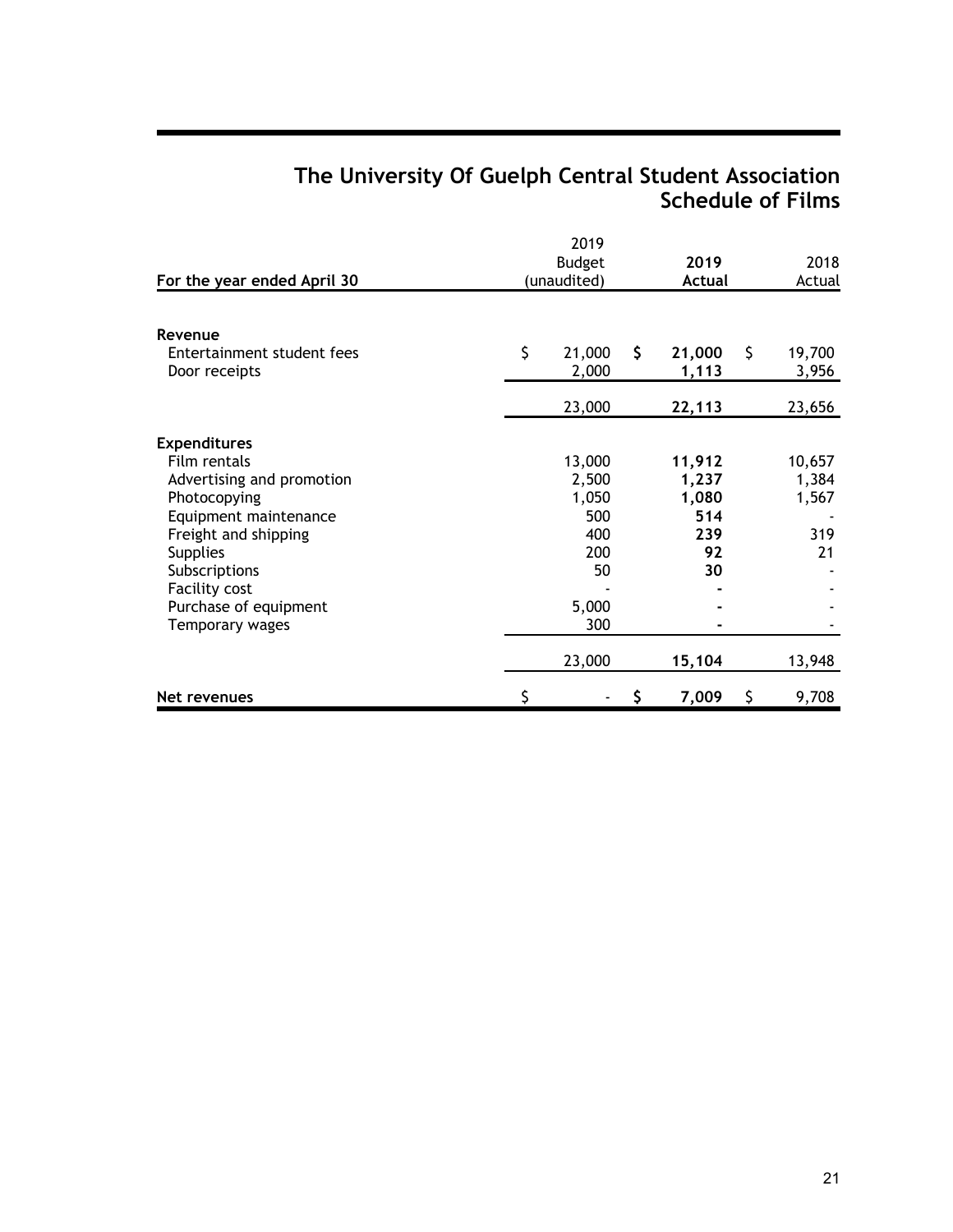# The University Of Guelph Central Student Association
## Schedule of Films

| For the year ended April 30 | 2019 Budget (unaudited) | **2019 Actual** | 2018 Actual |
|---|---|---|---|
| **Revenue** | | | |
| Entertainment student fees | $ 21,000 | **$ 21,000** | $ 19,700 |
| Door receipts | 2,000 | **1,113** | 3,956 |
| | 23,000 | **22,113** | 23,656 |
| **Expenditures** | | | |
| Film rentals | 13,000 | **11,912** | 10,657 |
| Advertising and promotion | 2,500 | **1,237** | 1,384 |
| Photocopying | 1,050 | **1,080** | 1,567 |
| Equipment maintenance | 500 | **514** | - |
| Freight and shipping | 400 | **239** | 319 |
| Supplies | 200 | **92** | 21 |
| Subscriptions | 50 | **30** | - |
| Facility cost | - | **-** | - |
| Purchase of equipment | 5,000 | **-** | - |
| Temporary wages | 300 | **-** | - |
| | 23,000 | **15,104** | 13,948 |
| **Net revenues** | $ - | **$ 7,009** | $ 9,708 |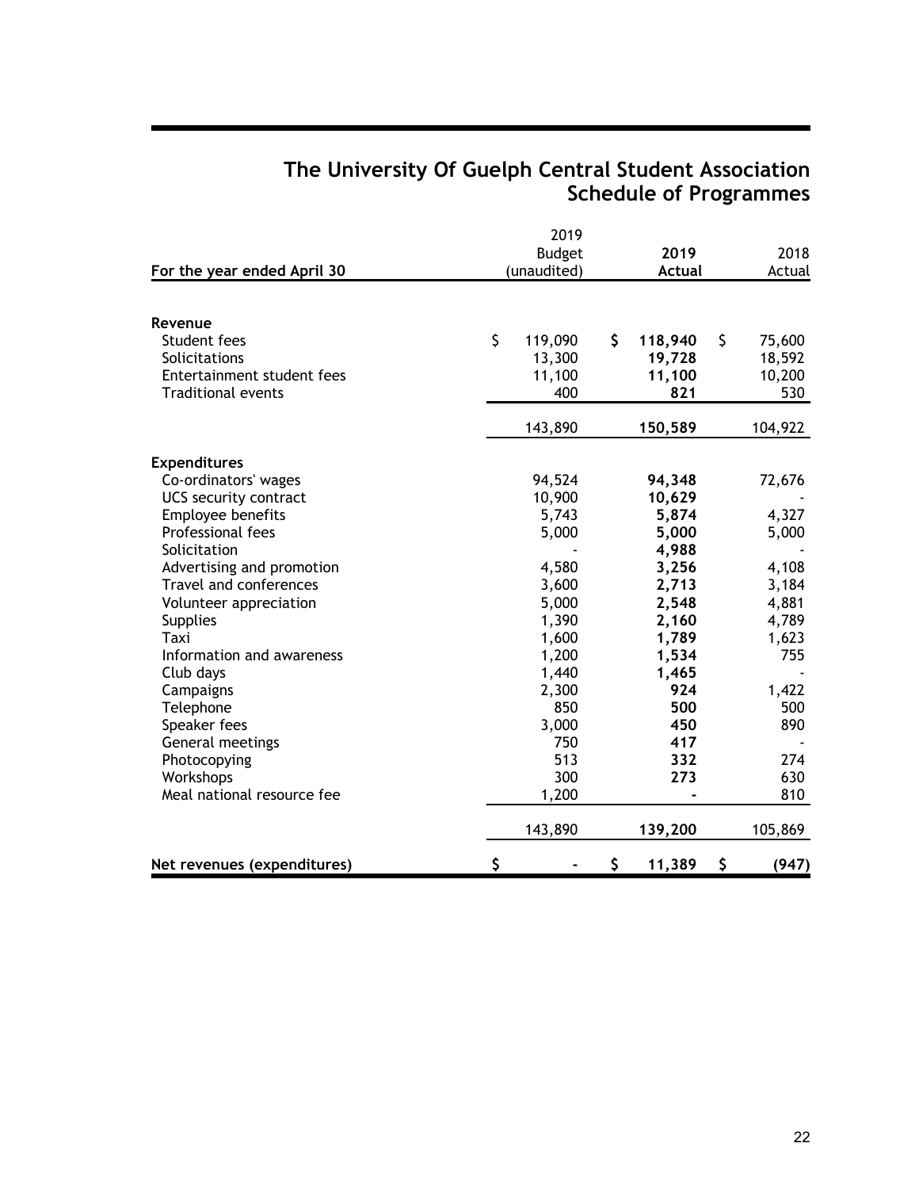# The University Of Guelph Central Student Association
## Schedule of Programmes

| For the year ended April 30 | 2019 Budget (unaudited) | 2019 Actual | 2018 Actual |
|---|---|---|---|
| **Revenue** | | | |
| Student fees | $ 119,090 | **$ 118,940** | $ 75,600 |
| Solicitations | 13,300 | **19,728** | 18,592 |
| Entertainment student fees | 11,100 | **11,100** | 10,200 |
| Traditional events | 400 | **821** | 530 |
| | 143,890 | **150,589** | 104,922 |
| **Expenditures** | | | |
| Co-ordinators' wages | 94,524 | **94,348** | 72,676 |
| UCS security contract | 10,900 | **10,629** | - |
| Employee benefits | 5,743 | **5,874** | 4,327 |
| Professional fees | 5,000 | **5,000** | 5,000 |
| Solicitation | - | **4,988** | - |
| Advertising and promotion | 4,580 | **3,256** | 4,108 |
| Travel and conferences | 3,600 | **2,713** | 3,184 |
| Volunteer appreciation | 5,000 | **2,548** | 4,881 |
| Supplies | 1,390 | **2,160** | 4,789 |
| Taxi | 1,600 | **1,789** | 1,623 |
| Information and awareness | 1,200 | **1,534** | 755 |
| Club days | 1,440 | **1,465** | - |
| Campaigns | 2,300 | **924** | 1,422 |
| Telephone | 850 | **500** | 500 |
| Speaker fees | 3,000 | **450** | 890 |
| General meetings | 750 | **417** | - |
| Photocopying | 513 | **332** | 274 |
| Workshops | 300 | **273** | 630 |
| Meal national resource fee | 1,200 | **-** | 810 |
| | 143,890 | **139,200** | 105,869 |
| **Net revenues (expenditures)** | **$ -** | **$ 11,389** | **$ (947)** |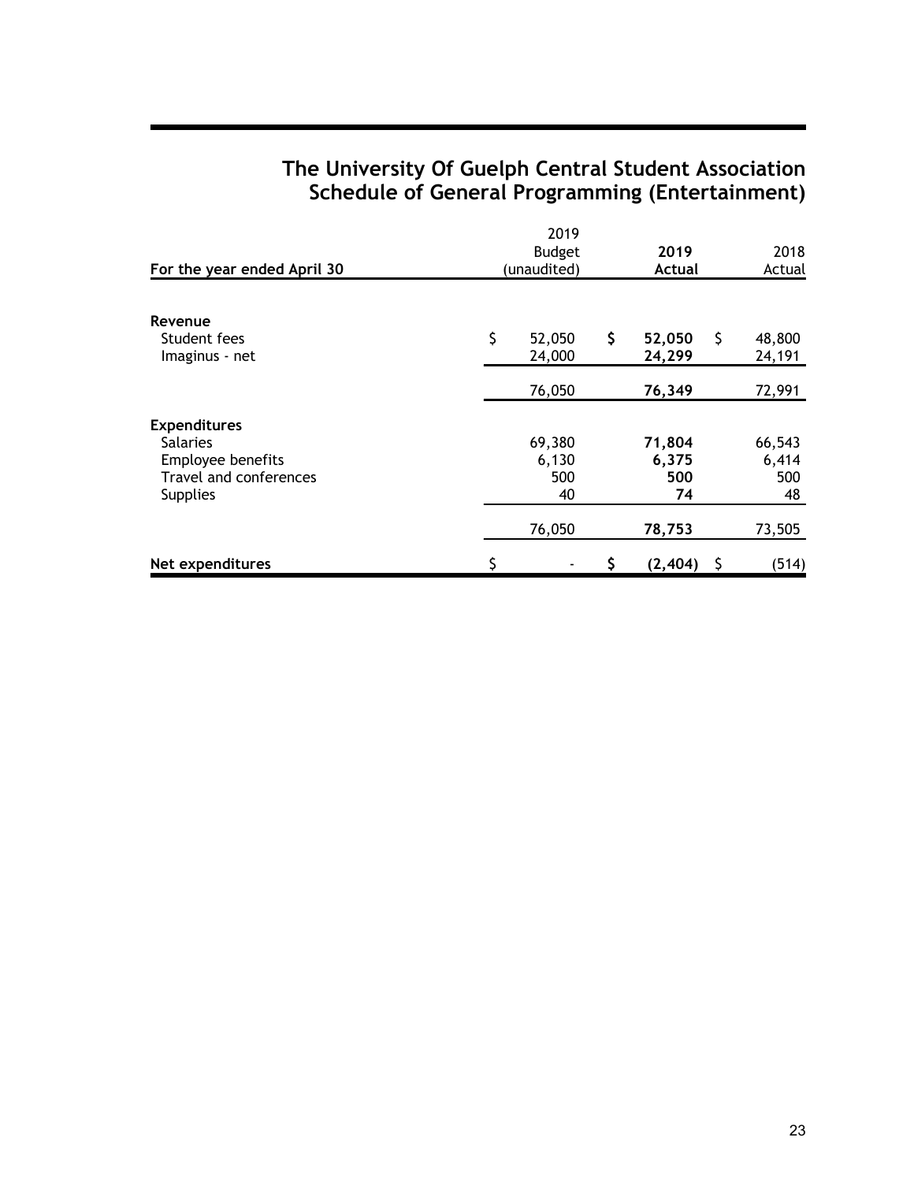# The University Of Guelph Central Student Association
## Schedule of General Programming (Entertainment)

| For the year ended April 30 | 2019 Budget (unaudited) | **2019 Actual** | 2018 Actual |
|---|---|---|---|
| **Revenue** | | | |
| Student fees | $ 52,050 | **$ 52,050** | $ 48,800 |
| Imaginus - net | 24,000 | **24,299** | 24,191 |
| | 76,050 | **76,349** | 72,991 |
| **Expenditures** | | | |
| Salaries | 69,380 | **71,804** | 66,543 |
| Employee benefits | 6,130 | **6,375** | 6,414 |
| Travel and conferences | 500 | **500** | 500 |
| Supplies | 40 | **74** | 48 |
| | 76,050 | **78,753** | 73,505 |
| **Net expenditures** | $ - | **$ (2,404)** | $ (514) |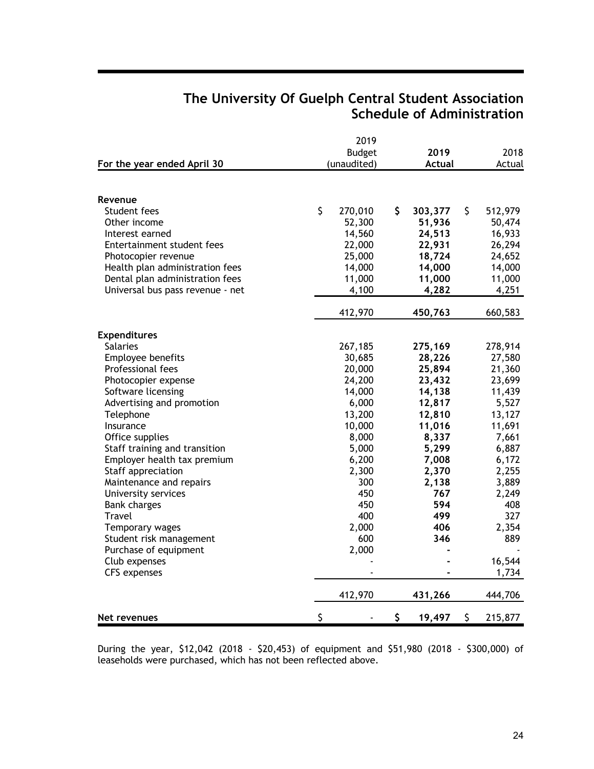# The University Of Guelph Central Student Association
## Schedule of Administration

| For the year ended April 30 | 2019 Budget (unaudited) | **2019 Actual** | 2018 Actual |
|---|---|---|---|
| **Revenue** | | | |
| Student fees | $ 270,010 | **$ 303,377** | $ 512,979 |
| Other income | 52,300 | **51,936** | 50,474 |
| Interest earned | 14,560 | **24,513** | 16,933 |
| Entertainment student fees | 22,000 | **22,931** | 26,294 |
| Photocopier revenue | 25,000 | **18,724** | 24,652 |
| Health plan administration fees | 14,000 | **14,000** | 14,000 |
| Dental plan administration fees | 11,000 | **11,000** | 11,000 |
| Universal bus pass revenue - net | 4,100 | **4,282** | 4,251 |
| | 412,970 | **450,763** | 660,583 |
| **Expenditures** | | | |
| Salaries | 267,185 | **275,169** | 278,914 |
| Employee benefits | 30,685 | **28,226** | 27,580 |
| Professional fees | 20,000 | **25,894** | 21,360 |
| Photocopier expense | 24,200 | **23,432** | 23,699 |
| Software licensing | 14,000 | **14,138** | 11,439 |
| Advertising and promotion | 6,000 | **12,817** | 5,527 |
| Telephone | 13,200 | **12,810** | 13,127 |
| Insurance | 10,000 | **11,016** | 11,691 |
| Office supplies | 8,000 | **8,337** | 7,661 |
| Staff training and transition | 5,000 | **5,299** | 6,887 |
| Employer health tax premium | 6,200 | **7,008** | 6,172 |
| Staff appreciation | 2,300 | **2,370** | 2,255 |
| Maintenance and repairs | 300 | **2,138** | 3,889 |
| University services | 450 | **767** | 2,249 |
| Bank charges | 450 | **594** | 408 |
| Travel | 400 | **499** | 327 |
| Temporary wages | 2,000 | **406** | 2,354 |
| Student risk management | 600 | **346** | 889 |
| Purchase of equipment | 2,000 | **-** | - |
| Club expenses | - | **-** | 16,544 |
| CFS expenses | - | **-** | 1,734 |
| | 412,970 | **431,266** | 444,706 |
| **Net revenues** | $ - | **$ 19,497** | $ 215,877 |

During the year, $12,042 (2018 - $20,453) of equipment and $51,980 (2018 - $300,000) of leaseholds were purchased, which has not been reflected above.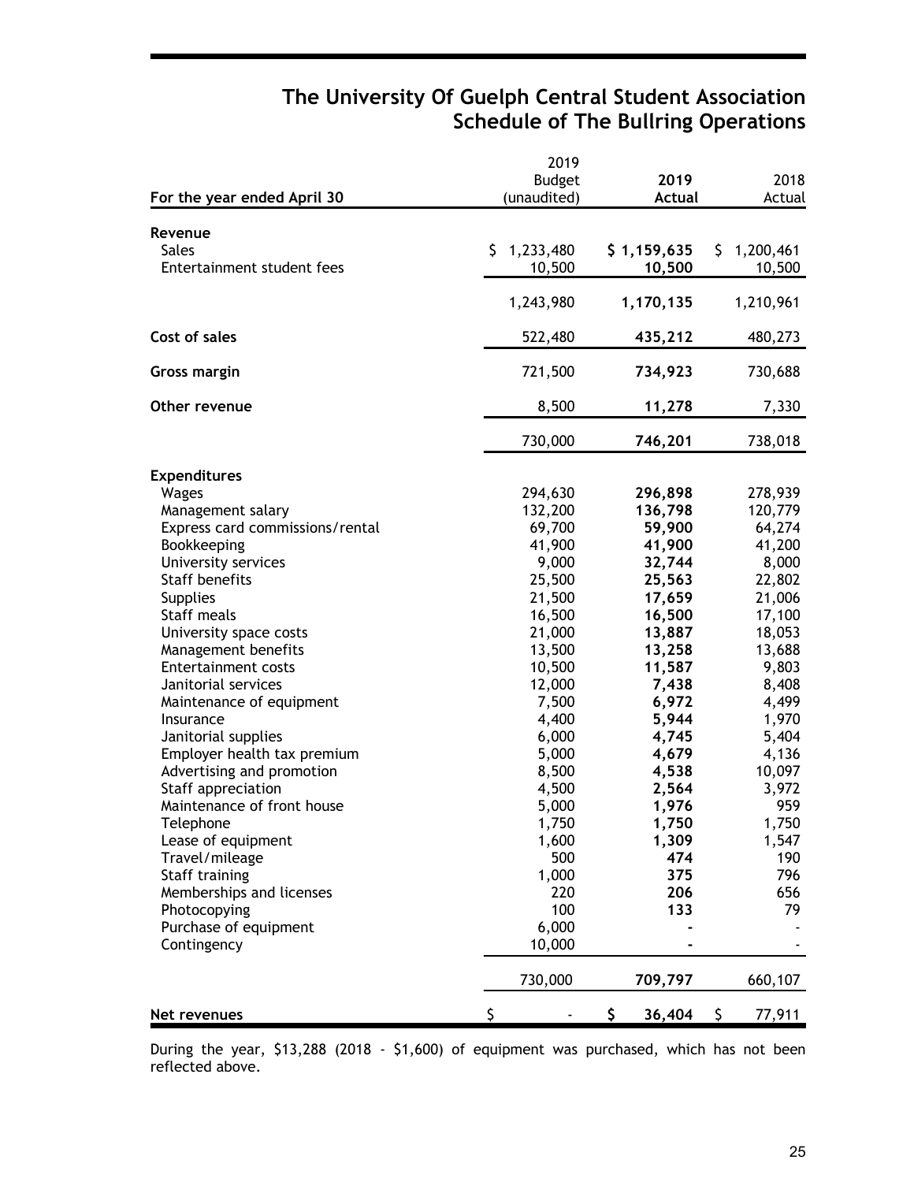# The University Of Guelph Central Student Association
## Schedule of The Bullring Operations

| For the year ended April 30 | 2019 Budget (unaudited) | **2019 Actual** | 2018 Actual |
|---|---|---|---|
| **Revenue** | | | |
| Sales | $ 1,233,480 | **$ 1,159,635** | $ 1,200,461 |
| Entertainment student fees | 10,500 | **10,500** | 10,500 |
| | 1,243,980 | **1,170,135** | 1,210,961 |
| **Cost of sales** | 522,480 | **435,212** | 480,273 |
| **Gross margin** | 721,500 | **734,923** | 730,688 |
| **Other revenue** | 8,500 | **11,278** | 7,330 |
| | 730,000 | **746,201** | 738,018 |
| **Expenditures** | | | |
| Wages | 294,630 | **296,898** | 278,939 |
| Management salary | 132,200 | **136,798** | 120,779 |
| Express card commissions/rental | 69,700 | **59,900** | 64,274 |
| Bookkeeping | 41,900 | **41,900** | 41,200 |
| University services | 9,000 | **32,744** | 8,000 |
| Staff benefits | 25,500 | **25,563** | 22,802 |
| Supplies | 21,500 | **17,659** | 21,006 |
| Staff meals | 16,500 | **16,500** | 17,100 |
| University space costs | 21,000 | **13,887** | 18,053 |
| Management benefits | 13,500 | **13,258** | 13,688 |
| Entertainment costs | 10,500 | **11,587** | 9,803 |
| Janitorial services | 12,000 | **7,438** | 8,408 |
| Maintenance of equipment | 7,500 | **6,972** | 4,499 |
| Insurance | 4,400 | **5,944** | 1,970 |
| Janitorial supplies | 6,000 | **4,745** | 5,404 |
| Employer health tax premium | 5,000 | **4,679** | 4,136 |
| Advertising and promotion | 8,500 | **4,538** | 10,097 |
| Staff appreciation | 4,500 | **2,564** | 3,972 |
| Maintenance of front house | 5,000 | **1,976** | 959 |
| Telephone | 1,750 | **1,750** | 1,750 |
| Lease of equipment | 1,600 | **1,309** | 1,547 |
| Travel/mileage | 500 | **474** | 190 |
| Staff training | 1,000 | **375** | 796 |
| Memberships and licenses | 220 | **206** | 656 |
| Photocopying | 100 | **133** | 79 |
| Purchase of equipment | 6,000 | **-** | - |
| Contingency | 10,000 | **-** | - |
| | 730,000 | **709,797** | 660,107 |
| **Net revenues** | $ - | **$ 36,404** | $ 77,911 |

During the year, $13,288 (2018 - $1,600) of equipment was purchased, which has not been reflected above.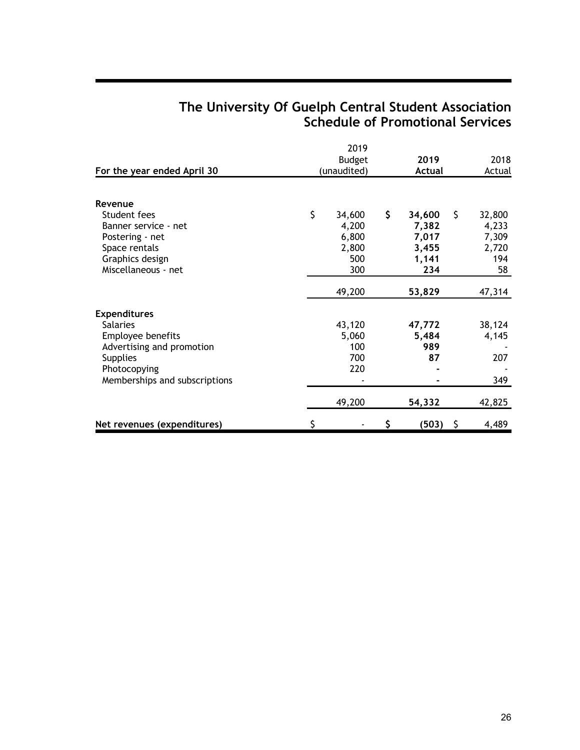# The University Of Guelph Central Student Association
## Schedule of Promotional Services

| For the year ended April 30 | 2019 Budget (unaudited) | 2019 Actual | 2018 Actual |
|---|---|---|---|
| **Revenue** | | | |
| Student fees | $ 34,600 | **$ 34,600** | $ 32,800 |
| Banner service - net | 4,200 | **7,382** | 4,233 |
| Postering - net | 6,800 | **7,017** | 7,309 |
| Space rentals | 2,800 | **3,455** | 2,720 |
| Graphics design | 500 | **1,141** | 194 |
| Miscellaneous - net | 300 | **234** | 58 |
| | 49,200 | **53,829** | 47,314 |
| **Expenditures** | | | |
| Salaries | 43,120 | **47,772** | 38,124 |
| Employee benefits | 5,060 | **5,484** | 4,145 |
| Advertising and promotion | 100 | **989** | - |
| Supplies | 700 | **87** | 207 |
| Photocopying | 220 | **-** | - |
| Memberships and subscriptions | - | **-** | 349 |
| | 49,200 | **54,332** | 42,825 |
| **Net revenues (expenditures)** | $ - | **$ (503)** | $ 4,489 |